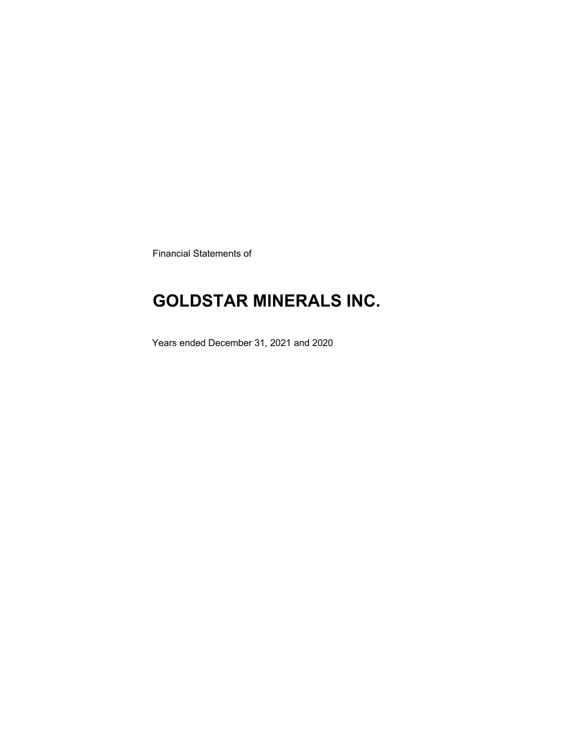Financial Statements of

# GOLDSTAR MINERALS INC.

Years ended December 31, 2021 and 2020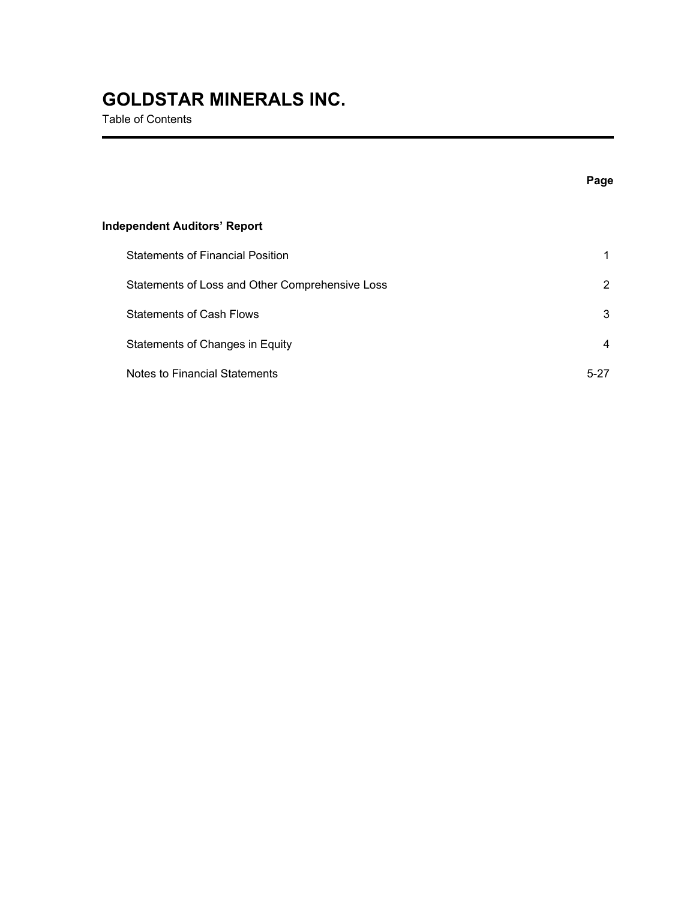# GOLDSTAR MINERALS INC.

Table of Contents

| | Page |
|---|---|
| **Independent Auditors' Report** | |
| Statements of Financial Position | 1 |
| Statements of Loss and Other Comprehensive Loss | 2 |
| Statements of Cash Flows | 3 |
| Statements of Changes in Equity | 4 |
| Notes to Financial Statements | 5-27 |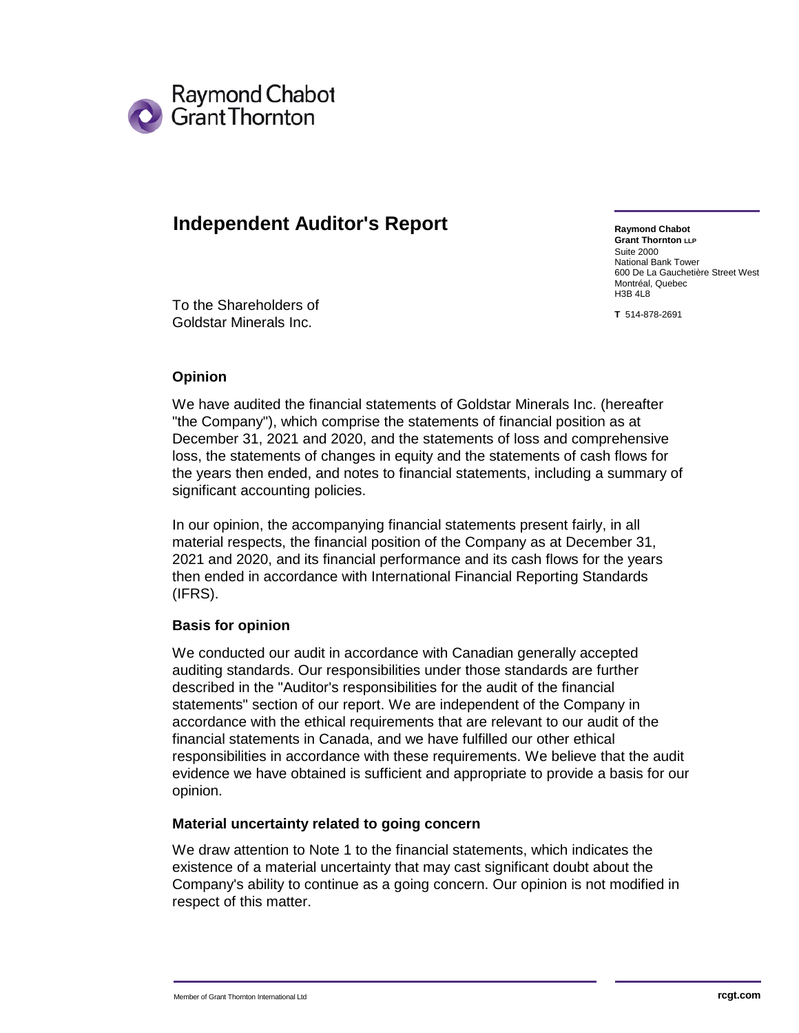Raymond Chabot Grant Thornton

# Independent Auditor's Report

**Raymond Chabot Grant Thornton LLP**
Suite 2000
National Bank Tower
600 De La Gauchetière Street West
Montréal, Quebec
H3B 4L8

**T** 514-878-2691

To the Shareholders of
Goldstar Minerals Inc.

## Opinion

We have audited the financial statements of Goldstar Minerals Inc. (hereafter "the Company"), which comprise the statements of financial position as at December 31, 2021 and 2020, and the statements of loss and comprehensive loss, the statements of changes in equity and the statements of cash flows for the years then ended, and notes to financial statements, including a summary of significant accounting policies.

In our opinion, the accompanying financial statements present fairly, in all material respects, the financial position of the Company as at December 31, 2021 and 2020, and its financial performance and its cash flows for the years then ended in accordance with International Financial Reporting Standards (IFRS).

## Basis for opinion

We conducted our audit in accordance with Canadian generally accepted auditing standards. Our responsibilities under those standards are further described in the "Auditor's responsibilities for the audit of the financial statements" section of our report. We are independent of the Company in accordance with the ethical requirements that are relevant to our audit of the financial statements in Canada, and we have fulfilled our other ethical responsibilities in accordance with these requirements. We believe that the audit evidence we have obtained is sufficient and appropriate to provide a basis for our opinion.

## Material uncertainty related to going concern

We draw attention to Note 1 to the financial statements, which indicates the existence of a material uncertainty that may cast significant doubt about the Company's ability to continue as a going concern. Our opinion is not modified in respect of this matter.

Member of Grant Thornton International Ltd

rcgt.com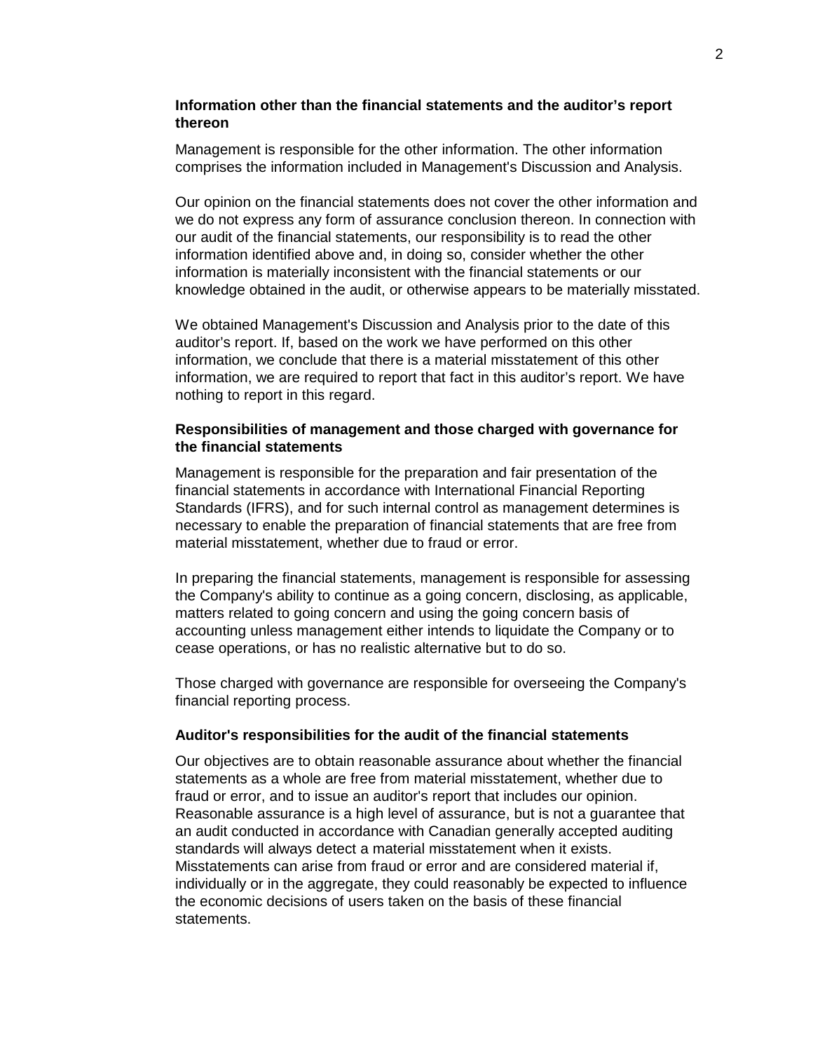### Information other than the financial statements and the auditor’s report thereon

Management is responsible for the other information. The other information comprises the information included in Management's Discussion and Analysis.

Our opinion on the financial statements does not cover the other information and we do not express any form of assurance conclusion thereon. In connection with our audit of the financial statements, our responsibility is to read the other information identified above and, in doing so, consider whether the other information is materially inconsistent with the financial statements or our knowledge obtained in the audit, or otherwise appears to be materially misstated.

We obtained Management's Discussion and Analysis prior to the date of this auditor’s report. If, based on the work we have performed on this other information, we conclude that there is a material misstatement of this other information, we are required to report that fact in this auditor’s report. We have nothing to report in this regard.

### Responsibilities of management and those charged with governance for the financial statements

Management is responsible for the preparation and fair presentation of the financial statements in accordance with International Financial Reporting Standards (IFRS), and for such internal control as management determines is necessary to enable the preparation of financial statements that are free from material misstatement, whether due to fraud or error.

In preparing the financial statements, management is responsible for assessing the Company's ability to continue as a going concern, disclosing, as applicable, matters related to going concern and using the going concern basis of accounting unless management either intends to liquidate the Company or to cease operations, or has no realistic alternative but to do so.

Those charged with governance are responsible for overseeing the Company's financial reporting process.

### Auditor's responsibilities for the audit of the financial statements

Our objectives are to obtain reasonable assurance about whether the financial statements as a whole are free from material misstatement, whether due to fraud or error, and to issue an auditor's report that includes our opinion. Reasonable assurance is a high level of assurance, but is not a guarantee that an audit conducted in accordance with Canadian generally accepted auditing standards will always detect a material misstatement when it exists. Misstatements can arise from fraud or error and are considered material if, individually or in the aggregate, they could reasonably be expected to influence the economic decisions of users taken on the basis of these financial statements.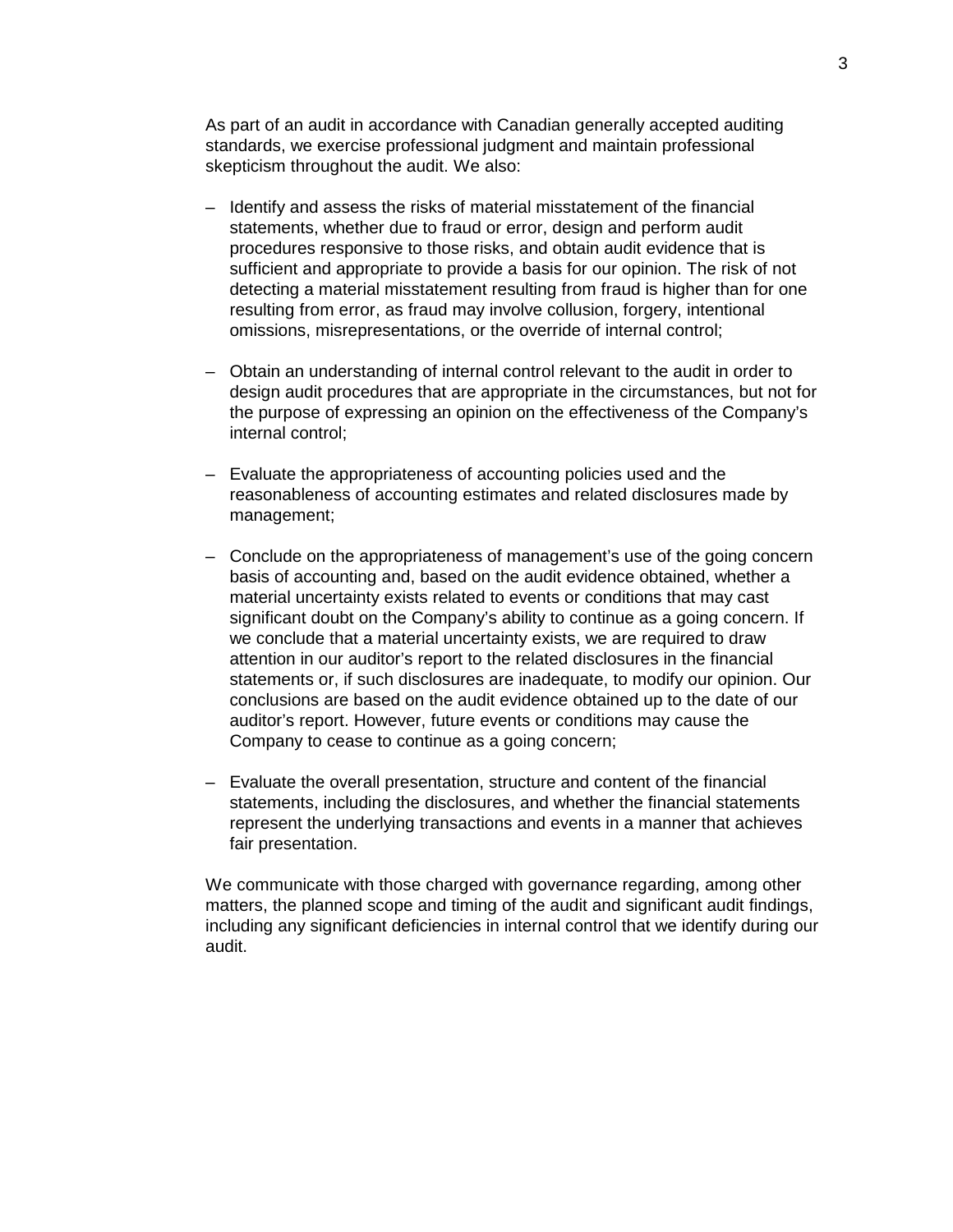As part of an audit in accordance with Canadian generally accepted auditing standards, we exercise professional judgment and maintain professional skepticism throughout the audit. We also:

– Identify and assess the risks of material misstatement of the financial statements, whether due to fraud or error, design and perform audit procedures responsive to those risks, and obtain audit evidence that is sufficient and appropriate to provide a basis for our opinion. The risk of not detecting a material misstatement resulting from fraud is higher than for one resulting from error, as fraud may involve collusion, forgery, intentional omissions, misrepresentations, or the override of internal control;

– Obtain an understanding of internal control relevant to the audit in order to design audit procedures that are appropriate in the circumstances, but not for the purpose of expressing an opinion on the effectiveness of the Company's internal control;

– Evaluate the appropriateness of accounting policies used and the reasonableness of accounting estimates and related disclosures made by management;

– Conclude on the appropriateness of management's use of the going concern basis of accounting and, based on the audit evidence obtained, whether a material uncertainty exists related to events or conditions that may cast significant doubt on the Company's ability to continue as a going concern. If we conclude that a material uncertainty exists, we are required to draw attention in our auditor's report to the related disclosures in the financial statements or, if such disclosures are inadequate, to modify our opinion. Our conclusions are based on the audit evidence obtained up to the date of our auditor's report. However, future events or conditions may cause the Company to cease to continue as a going concern;

– Evaluate the overall presentation, structure and content of the financial statements, including the disclosures, and whether the financial statements represent the underlying transactions and events in a manner that achieves fair presentation.

We communicate with those charged with governance regarding, among other matters, the planned scope and timing of the audit and significant audit findings, including any significant deficiencies in internal control that we identify during our audit.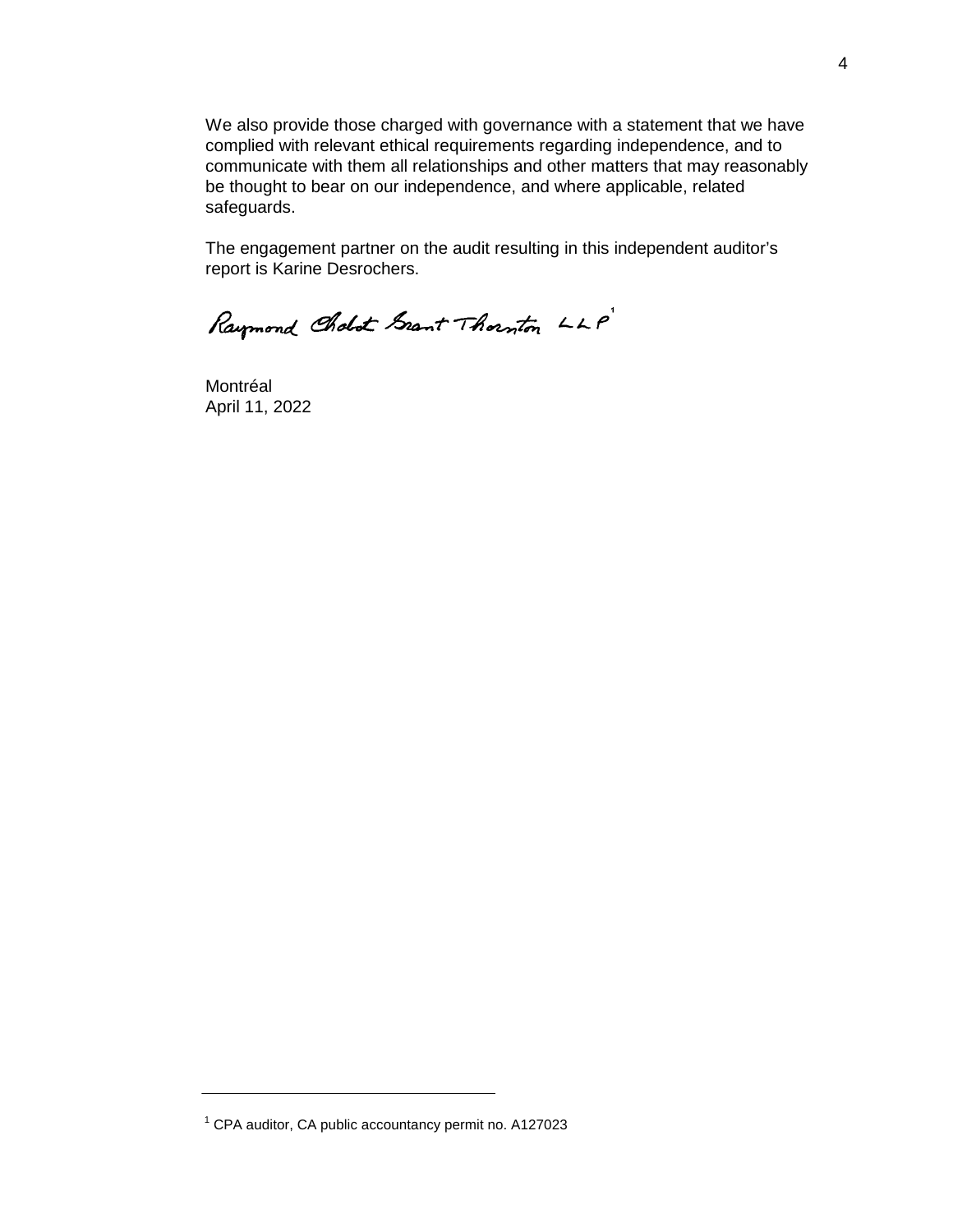We also provide those charged with governance with a statement that we have complied with relevant ethical requirements regarding independence, and to communicate with them all relationships and other matters that may reasonably be thought to bear on our independence, and where applicable, related safeguards.

The engagement partner on the audit resulting in this independent auditor's report is Karine Desrochers.

Raymond Chabot Grant Thornton LLP[1]

Montréal
April 11, 2022

[1] CPA auditor, CA public accountancy permit no. A127023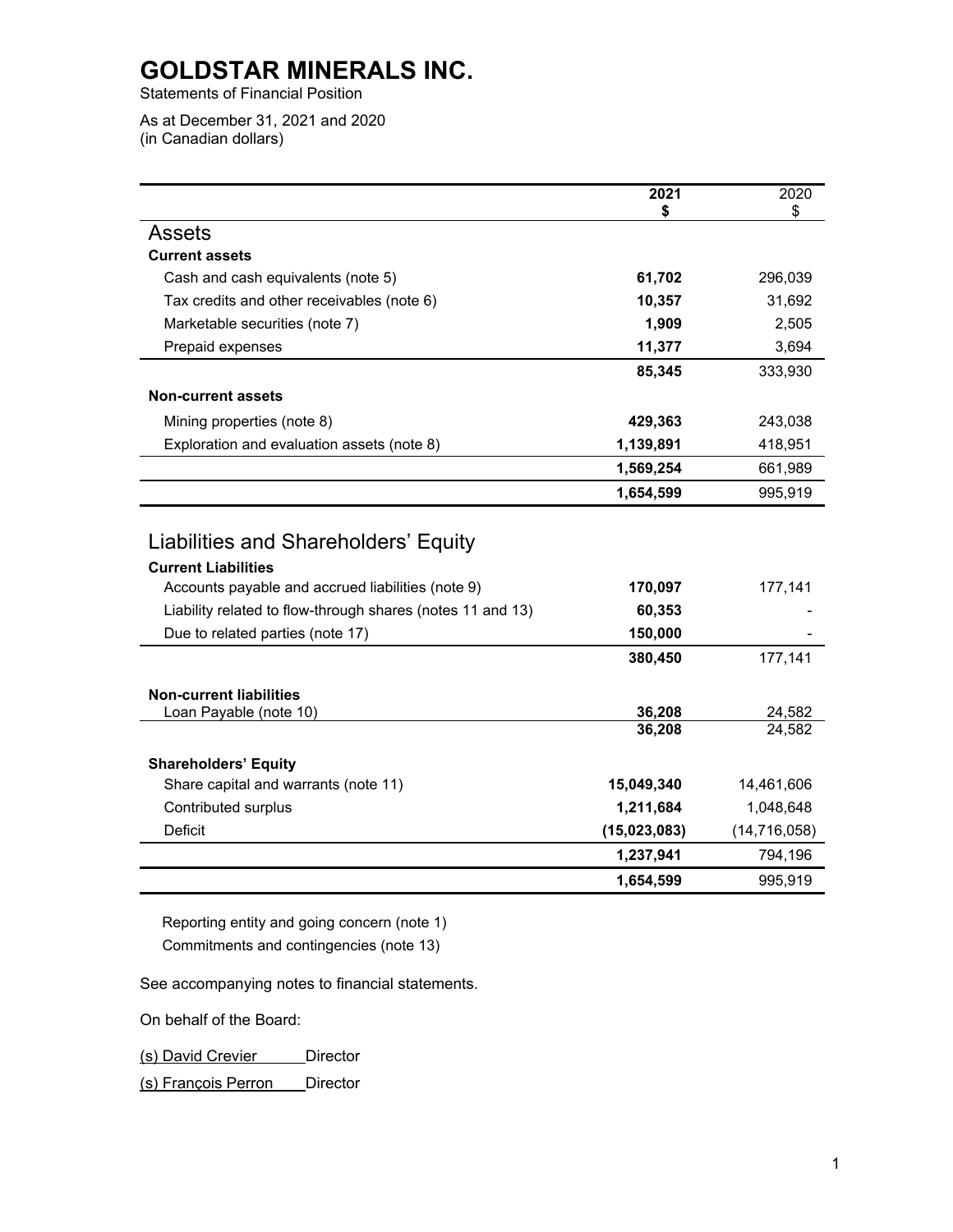# GOLDSTAR MINERALS INC.

Statements of Financial Position

As at December 31, 2021 and 2020
(in Canadian dollars)

| | **2021** **$** | 2020 $ |
|---|---|---|
| **Assets** | | |
| **Current assets** | | |
| Cash and cash equivalents (note 5) | **61,702** | 296,039 |
| Tax credits and other receivables (note 6) | **10,357** | 31,692 |
| Marketable securities (note 7) | **1,909** | 2,505 |
| Prepaid expenses | **11,377** | 3,694 |
| | **85,345** | 333,930 |
| **Non-current assets** | | |
| Mining properties (note 8) | **429,363** | 243,038 |
| Exploration and evaluation assets (note 8) | **1,139,891** | 418,951 |
| | **1,569,254** | 661,989 |
| | **1,654,599** | 995,919 |
| **Liabilities and Shareholders' Equity** | | |
| **Current Liabilities** | | |
| Accounts payable and accrued liabilities (note 9) | **170,097** | 177,141 |
| Liability related to flow-through shares (notes 11 and 13) | **60,353** | - |
| Due to related parties (note 17) | **150,000** | - |
| | **380,450** | 177,141 |
| **Non-current liabilities** | | |
| Loan Payable (note 10) | **36,208** | 24,582 |
| | **36,208** | 24,582 |
| **Shareholders' Equity** | | |
| Share capital and warrants (note 11) | **15,049,340** | 14,461,606 |
| Contributed surplus | **1,211,684** | 1,048,648 |
| Deficit | **(15,023,083)** | (14,716,058) |
| | **1,237,941** | 794,196 |
| | **1,654,599** | 995,919 |

Reporting entity and going concern (note 1)
Commitments and contingencies (note 13)

See accompanying notes to financial statements.

On behalf of the Board:

(s) David Crevier Director

(s) François Perron Director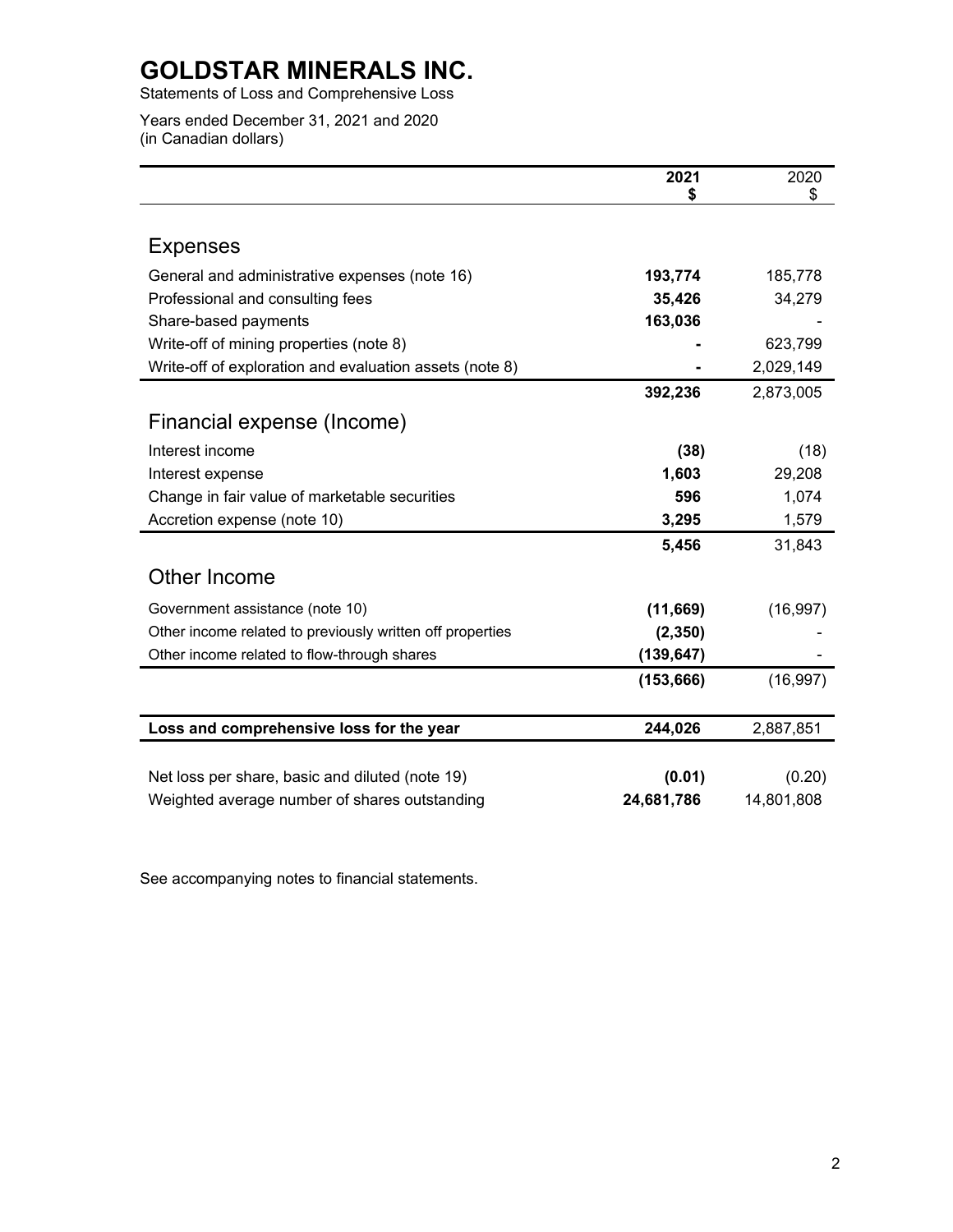# GOLDSTAR MINERALS INC.

Statements of Loss and Comprehensive Loss

Years ended December 31, 2021 and 2020
(in Canadian dollars)

| | 2021<br>$ | 2020<br>$ |
|---|---|---|
| **Expenses** | | |
| General and administrative expenses (note 16) | **193,774** | 185,778 |
| Professional and consulting fees | **35,426** | 34,279 |
| Share-based payments | **163,036** | - |
| Write-off of mining properties (note 8) | **-** | 623,799 |
| Write-off of exploration and evaluation assets (note 8) | **-** | 2,029,149 |
| | **392,236** | 2,873,005 |
| **Financial expense (Income)** | | |
| Interest income | **(38)** | (18) |
| Interest expense | **1,603** | 29,208 |
| Change in fair value of marketable securities | **596** | 1,074 |
| Accretion expense (note 10) | **3,295** | 1,579 |
| | **5,456** | 31,843 |
| **Other Income** | | |
| Government assistance (note 10) | **(11,669)** | (16,997) |
| Other income related to previously written off properties | **(2,350)** | - |
| Other income related to flow-through shares | **(139,647)** | - |
| | **(153,666)** | (16,997) |
| **Loss and comprehensive loss for the year** | **244,026** | 2,887,851 |
| Net loss per share, basic and diluted (note 19) | **(0.01)** | (0.20) |
| Weighted average number of shares outstanding | **24,681,786** | 14,801,808 |

See accompanying notes to financial statements.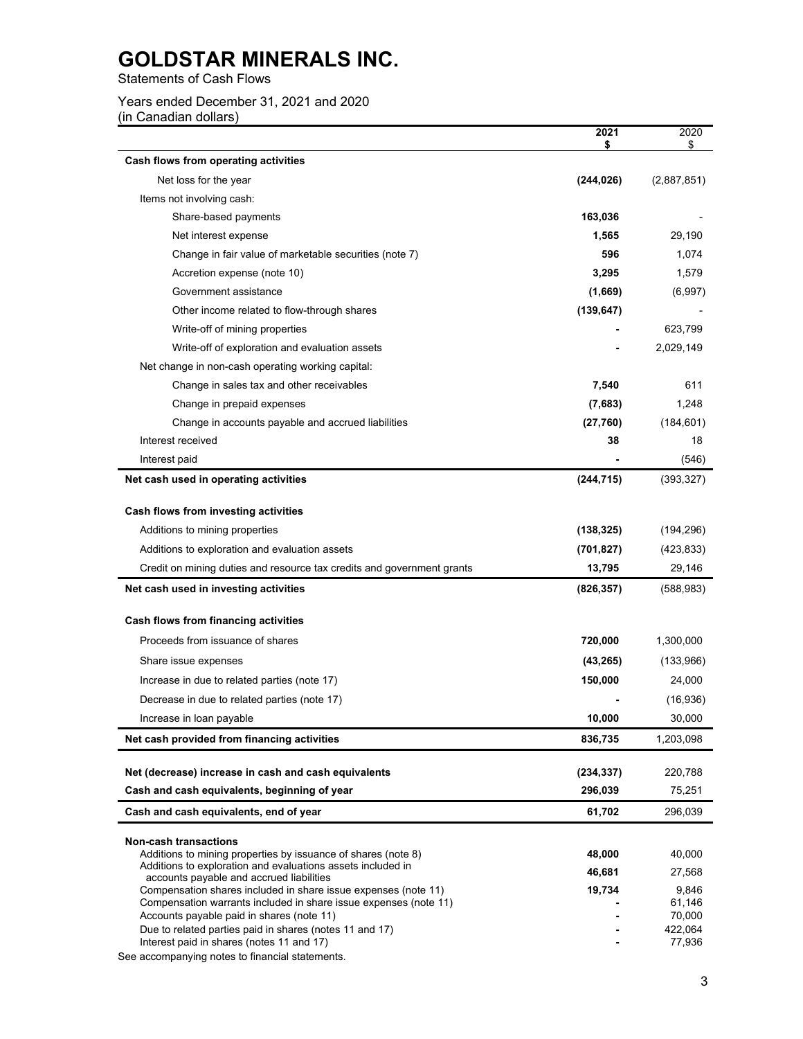# GOLDSTAR MINERALS INC.

Statements of Cash Flows

Years ended December 31, 2021 and 2020
(in Canadian dollars)

| | **2021** **$** | 2020 $ |
|---|---|---|
| **Cash flows from operating activities** | | |
| Net loss for the year | **(244,026)** | (2,887,851) |
| Items not involving cash: | | |
| Share-based payments | **163,036** | - |
| Net interest expense | **1,565** | 29,190 |
| Change in fair value of marketable securities (note 7) | **596** | 1,074 |
| Accretion expense (note 10) | **3,295** | 1,579 |
| Government assistance | **(1,669)** | (6,997) |
| Other income related to flow-through shares | **(139,647)** | - |
| Write-off of mining properties | **-** | 623,799 |
| Write-off of exploration and evaluation assets | **-** | 2,029,149 |
| Net change in non-cash operating working capital: | | |
| Change in sales tax and other receivables | **7,540** | 611 |
| Change in prepaid expenses | **(7,683)** | 1,248 |
| Change in accounts payable and accrued liabilities | **(27,760)** | (184,601) |
| Interest received | **38** | 18 |
| Interest paid | **-** | (546) |
| **Net cash used in operating activities** | **(244,715)** | (393,327) |
| **Cash flows from investing activities** | | |
| Additions to mining properties | **(138,325)** | (194,296) |
| Additions to exploration and evaluation assets | **(701,827)** | (423,833) |
| Credit on mining duties and resource tax credits and government grants | **13,795** | 29,146 |
| **Net cash used in investing activities** | **(826,357)** | (588,983) |
| **Cash flows from financing activities** | | |
| Proceeds from issuance of shares | **720,000** | 1,300,000 |
| Share issue expenses | **(43,265)** | (133,966) |
| Increase in due to related parties (note 17) | **150,000** | 24,000 |
| Decrease in due to related parties (note 17) | **-** | (16,936) |
| Increase in loan payable | **10,000** | 30,000 |
| **Net cash provided from financing activities** | **836,735** | 1,203,098 |
| **Net (decrease) increase in cash and cash equivalents** | **(234,337)** | 220,788 |
| **Cash and cash equivalents, beginning of year** | **296,039** | 75,251 |
| **Cash and cash equivalents, end of year** | **61,702** | 296,039 |
| **Non-cash transactions** | | |
| Additions to mining properties by issuance of shares (note 8) | **48,000** | 40,000 |
| Additions to exploration and evaluations assets included in accounts payable and accrued liabilities | **46,681** | 27,568 |
| Compensation shares included in share issue expenses (note 11) | **19,734** | 9,846 |
| Compensation warrants included in share issue expenses (note 11) | **-** | 61,146 |
| Accounts payable paid in shares (note 11) | **-** | 70,000 |
| Due to related parties paid in shares (notes 11 and 17) | **-** | 422,064 |
| Interest paid in shares (notes 11 and 17) | **-** | 77,936 |

See accompanying notes to financial statements.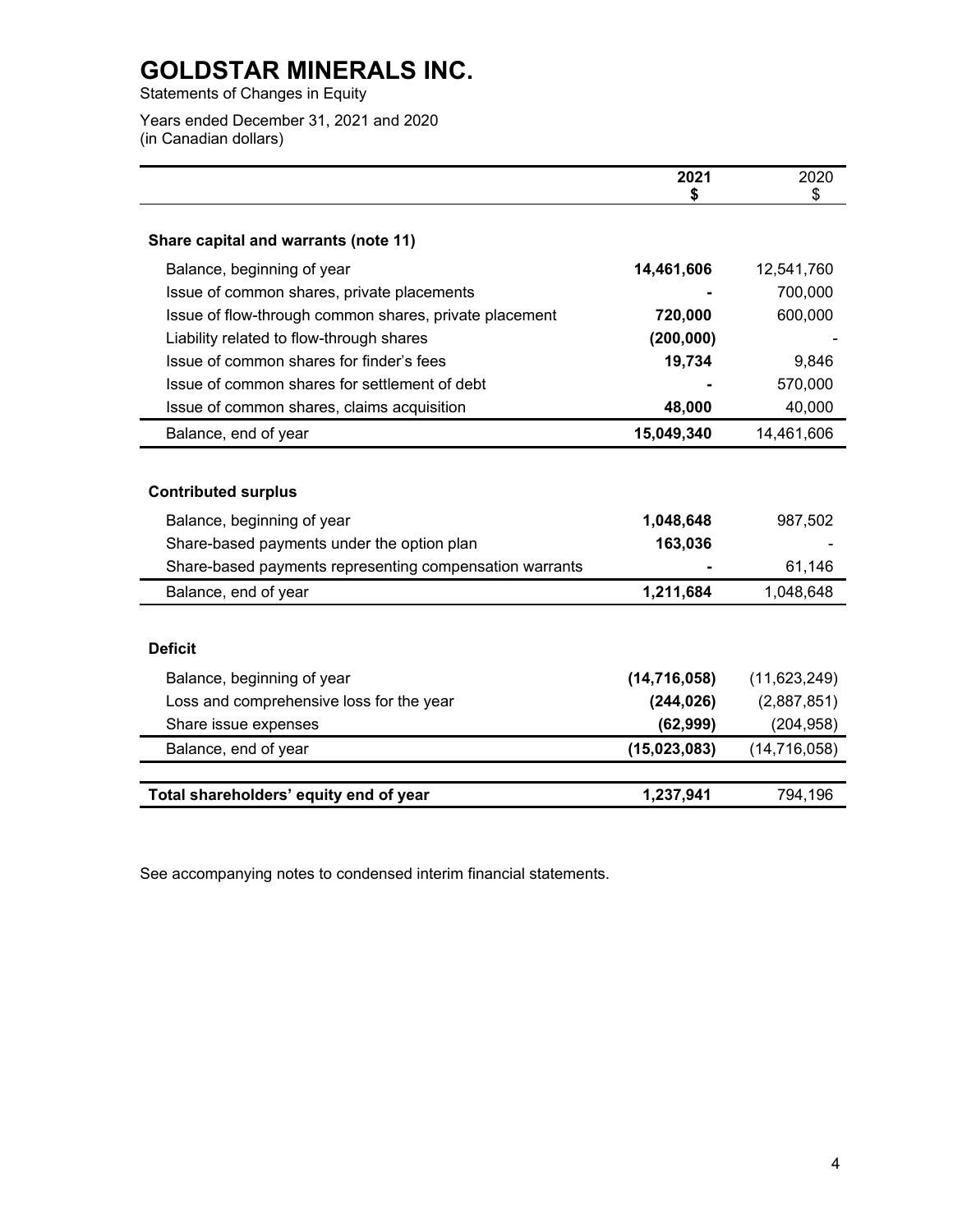# GOLDSTAR MINERALS INC.

Statements of Changes in Equity

Years ended December 31, 2021 and 2020
(in Canadian dollars)

| | **2021** **$** | 2020 $ |
|---|---|---|
| **Share capital and warrants (note 11)** | | |
| Balance, beginning of year | **14,461,606** | 12,541,760 |
| Issue of common shares, private placements | **-** | 700,000 |
| Issue of flow-through common shares, private placement | **720,000** | 600,000 |
| Liability related to flow-through shares | **(200,000)** | - |
| Issue of common shares for finder's fees | **19,734** | 9,846 |
| Issue of common shares for settlement of debt | **-** | 570,000 |
| Issue of common shares, claims acquisition | **48,000** | 40,000 |
| Balance, end of year | **15,049,340** | 14,461,606 |
| **Contributed surplus** | | |
| Balance, beginning of year | **1,048,648** | 987,502 |
| Share-based payments under the option plan | **163,036** | - |
| Share-based payments representing compensation warrants | **-** | 61,146 |
| Balance, end of year | **1,211,684** | 1,048,648 |
| **Deficit** | | |
| Balance, beginning of year | **(14,716,058)** | (11,623,249) |
| Loss and comprehensive loss for the year | **(244,026)** | (2,887,851) |
| Share issue expenses | **(62,999)** | (204,958) |
| Balance, end of year | **(15,023,083)** | (14,716,058) |
| **Total shareholders' equity end of year** | **1,237,941** | 794,196 |

See accompanying notes to condensed interim financial statements.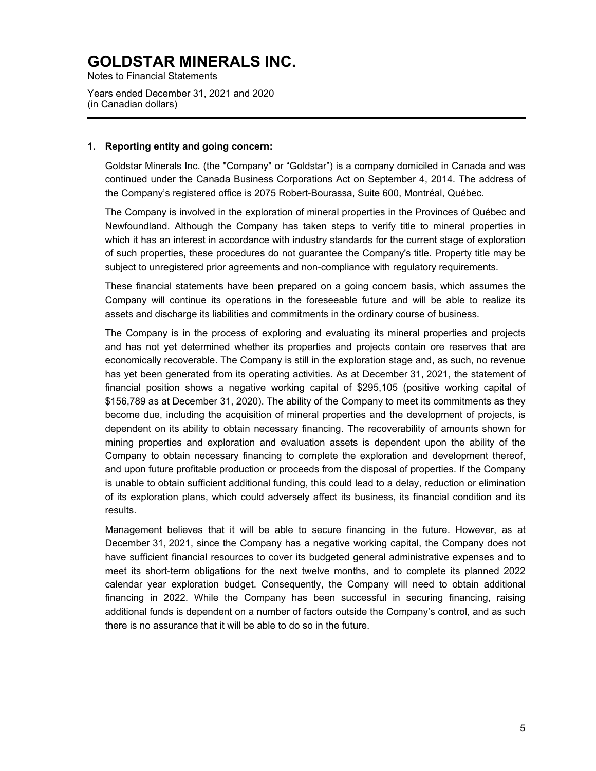# GOLDSTAR MINERALS INC.

Notes to Financial Statements

Years ended December 31, 2021 and 2020
(in Canadian dollars)

---

### 1. Reporting entity and going concern:

Goldstar Minerals Inc. (the "Company" or "Goldstar") is a company domiciled in Canada and was continued under the Canada Business Corporations Act on September 4, 2014. The address of the Company's registered office is 2075 Robert-Bourassa, Suite 600, Montréal, Québec.

The Company is involved in the exploration of mineral properties in the Provinces of Québec and Newfoundland. Although the Company has taken steps to verify title to mineral properties in which it has an interest in accordance with industry standards for the current stage of exploration of such properties, these procedures do not guarantee the Company's title. Property title may be subject to unregistered prior agreements and non-compliance with regulatory requirements.

These financial statements have been prepared on a going concern basis, which assumes the Company will continue its operations in the foreseeable future and will be able to realize its assets and discharge its liabilities and commitments in the ordinary course of business.

The Company is in the process of exploring and evaluating its mineral properties and projects and has not yet determined whether its properties and projects contain ore reserves that are economically recoverable. The Company is still in the exploration stage and, as such, no revenue has yet been generated from its operating activities. As at December 31, 2021, the statement of financial position shows a negative working capital of $295,105 (positive working capital of $156,789 as at December 31, 2020). The ability of the Company to meet its commitments as they become due, including the acquisition of mineral properties and the development of projects, is dependent on its ability to obtain necessary financing. The recoverability of amounts shown for mining properties and exploration and evaluation assets is dependent upon the ability of the Company to obtain necessary financing to complete the exploration and development thereof, and upon future profitable production or proceeds from the disposal of properties. If the Company is unable to obtain sufficient additional funding, this could lead to a delay, reduction or elimination of its exploration plans, which could adversely affect its business, its financial condition and its results.

Management believes that it will be able to secure financing in the future. However, as at December 31, 2021, since the Company has a negative working capital, the Company does not have sufficient financial resources to cover its budgeted general administrative expenses and to meet its short-term obligations for the next twelve months, and to complete its planned 2022 calendar year exploration budget. Consequently, the Company will need to obtain additional financing in 2022. While the Company has been successful in securing financing, raising additional funds is dependent on a number of factors outside the Company's control, and as such there is no assurance that it will be able to do so in the future.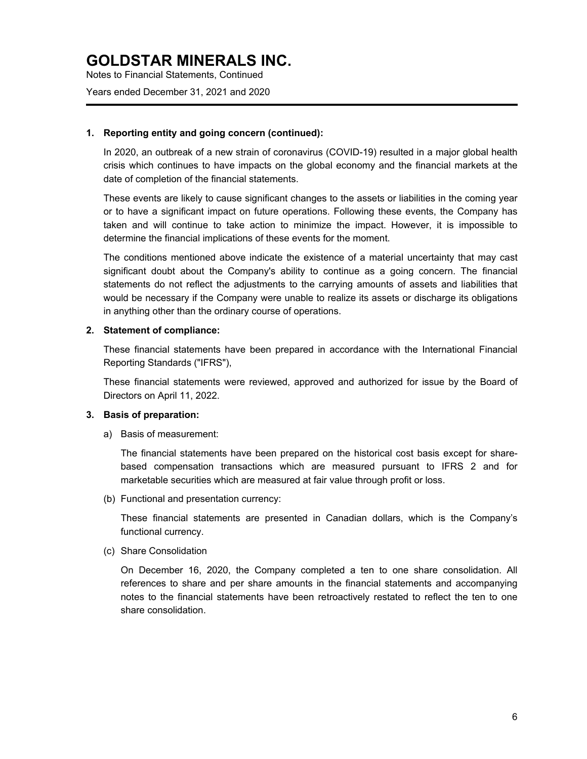### 1. Reporting entity and going concern (continued):

In 2020, an outbreak of a new strain of coronavirus (COVID-19) resulted in a major global health crisis which continues to have impacts on the global economy and the financial markets at the date of completion of the financial statements.

These events are likely to cause significant changes to the assets or liabilities in the coming year or to have a significant impact on future operations. Following these events, the Company has taken and will continue to take action to minimize the impact. However, it is impossible to determine the financial implications of these events for the moment.

The conditions mentioned above indicate the existence of a material uncertainty that may cast significant doubt about the Company's ability to continue as a going concern. The financial statements do not reflect the adjustments to the carrying amounts of assets and liabilities that would be necessary if the Company were unable to realize its assets or discharge its obligations in anything other than the ordinary course of operations.

### 2. Statement of compliance:

These financial statements have been prepared in accordance with the International Financial Reporting Standards ("IFRS"),

These financial statements were reviewed, approved and authorized for issue by the Board of Directors on April 11, 2022.

### 3. Basis of preparation:

a) Basis of measurement:

The financial statements have been prepared on the historical cost basis except for share-based compensation transactions which are measured pursuant to IFRS 2 and for marketable securities which are measured at fair value through profit or loss.

(b) Functional and presentation currency:

These financial statements are presented in Canadian dollars, which is the Company's functional currency.

(c) Share Consolidation

On December 16, 2020, the Company completed a ten to one share consolidation. All references to share and per share amounts in the financial statements and accompanying notes to the financial statements have been retroactively restated to reflect the ten to one share consolidation.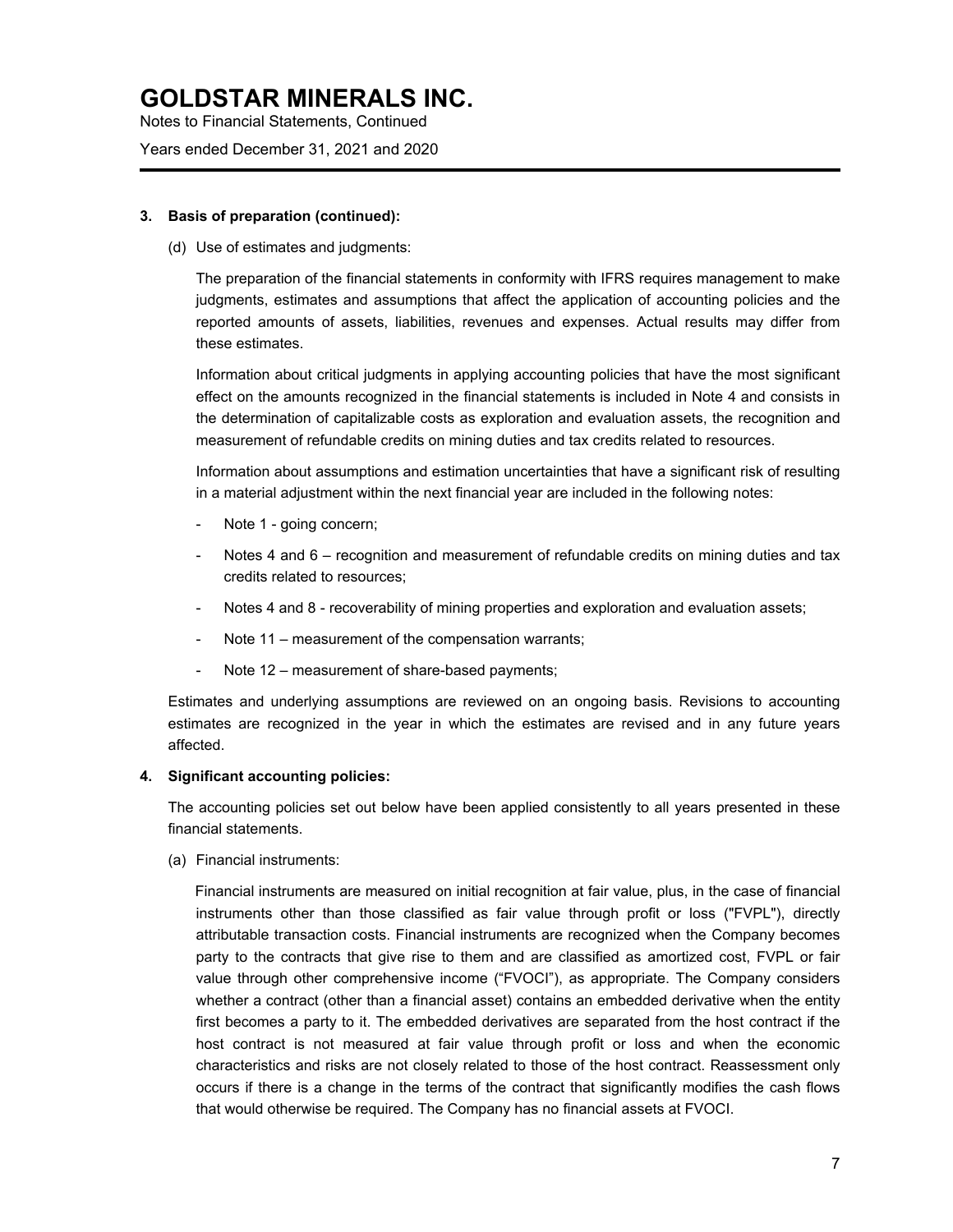### 3. Basis of preparation (continued):

(d) Use of estimates and judgments:

The preparation of the financial statements in conformity with IFRS requires management to make judgments, estimates and assumptions that affect the application of accounting policies and the reported amounts of assets, liabilities, revenues and expenses. Actual results may differ from these estimates.

Information about critical judgments in applying accounting policies that have the most significant effect on the amounts recognized in the financial statements is included in Note 4 and consists in the determination of capitalizable costs as exploration and evaluation assets, the recognition and measurement of refundable credits on mining duties and tax credits related to resources.

Information about assumptions and estimation uncertainties that have a significant risk of resulting in a material adjustment within the next financial year are included in the following notes:

- Note 1 - going concern;
- Notes 4 and 6 – recognition and measurement of refundable credits on mining duties and tax credits related to resources;
- Notes 4 and 8 - recoverability of mining properties and exploration and evaluation assets;
- Note 11 – measurement of the compensation warrants;
- Note 12 – measurement of share-based payments;

Estimates and underlying assumptions are reviewed on an ongoing basis. Revisions to accounting estimates are recognized in the year in which the estimates are revised and in any future years affected.

### 4. Significant accounting policies:

The accounting policies set out below have been applied consistently to all years presented in these financial statements.

(a) Financial instruments:

Financial instruments are measured on initial recognition at fair value, plus, in the case of financial instruments other than those classified as fair value through profit or loss ("FVPL"), directly attributable transaction costs. Financial instruments are recognized when the Company becomes party to the contracts that give rise to them and are classified as amortized cost, FVPL or fair value through other comprehensive income ("FVOCI"), as appropriate. The Company considers whether a contract (other than a financial asset) contains an embedded derivative when the entity first becomes a party to it. The embedded derivatives are separated from the host contract if the host contract is not measured at fair value through profit or loss and when the economic characteristics and risks are not closely related to those of the host contract. Reassessment only occurs if there is a change in the terms of the contract that significantly modifies the cash flows that would otherwise be required. The Company has no financial assets at FVOCI.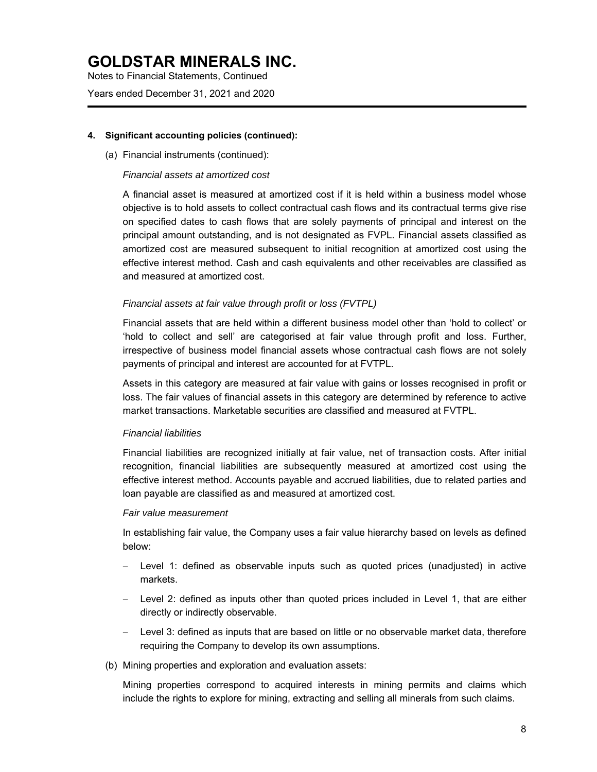# GOLDSTAR MINERALS INC.

Notes to Financial Statements, Continued

Years ended December 31, 2021 and 2020

**4. Significant accounting policies (continued):**

(a) Financial instruments (continued):

*Financial assets at amortized cost*

A financial asset is measured at amortized cost if it is held within a business model whose objective is to hold assets to collect contractual cash flows and its contractual terms give rise on specified dates to cash flows that are solely payments of principal and interest on the principal amount outstanding, and is not designated as FVPL. Financial assets classified as amortized cost are measured subsequent to initial recognition at amortized cost using the effective interest method. Cash and cash equivalents and other receivables are classified as and measured at amortized cost.

*Financial assets at fair value through profit or loss (FVTPL)*

Financial assets that are held within a different business model other than 'hold to collect' or 'hold to collect and sell' are categorised at fair value through profit and loss. Further, irrespective of business model financial assets whose contractual cash flows are not solely payments of principal and interest are accounted for at FVTPL.

Assets in this category are measured at fair value with gains or losses recognised in profit or loss. The fair values of financial assets in this category are determined by reference to active market transactions. Marketable securities are classified and measured at FVTPL.

*Financial liabilities*

Financial liabilities are recognized initially at fair value, net of transaction costs. After initial recognition, financial liabilities are subsequently measured at amortized cost using the effective interest method. Accounts payable and accrued liabilities, due to related parties and loan payable are classified as and measured at amortized cost.

*Fair value measurement*

In establishing fair value, the Company uses a fair value hierarchy based on levels as defined below:

- Level 1: defined as observable inputs such as quoted prices (unadjusted) in active markets.
- Level 2: defined as inputs other than quoted prices included in Level 1, that are either directly or indirectly observable.
- Level 3: defined as inputs that are based on little or no observable market data, therefore requiring the Company to develop its own assumptions.

(b) Mining properties and exploration and evaluation assets:

Mining properties correspond to acquired interests in mining permits and claims which include the rights to explore for mining, extracting and selling all minerals from such claims.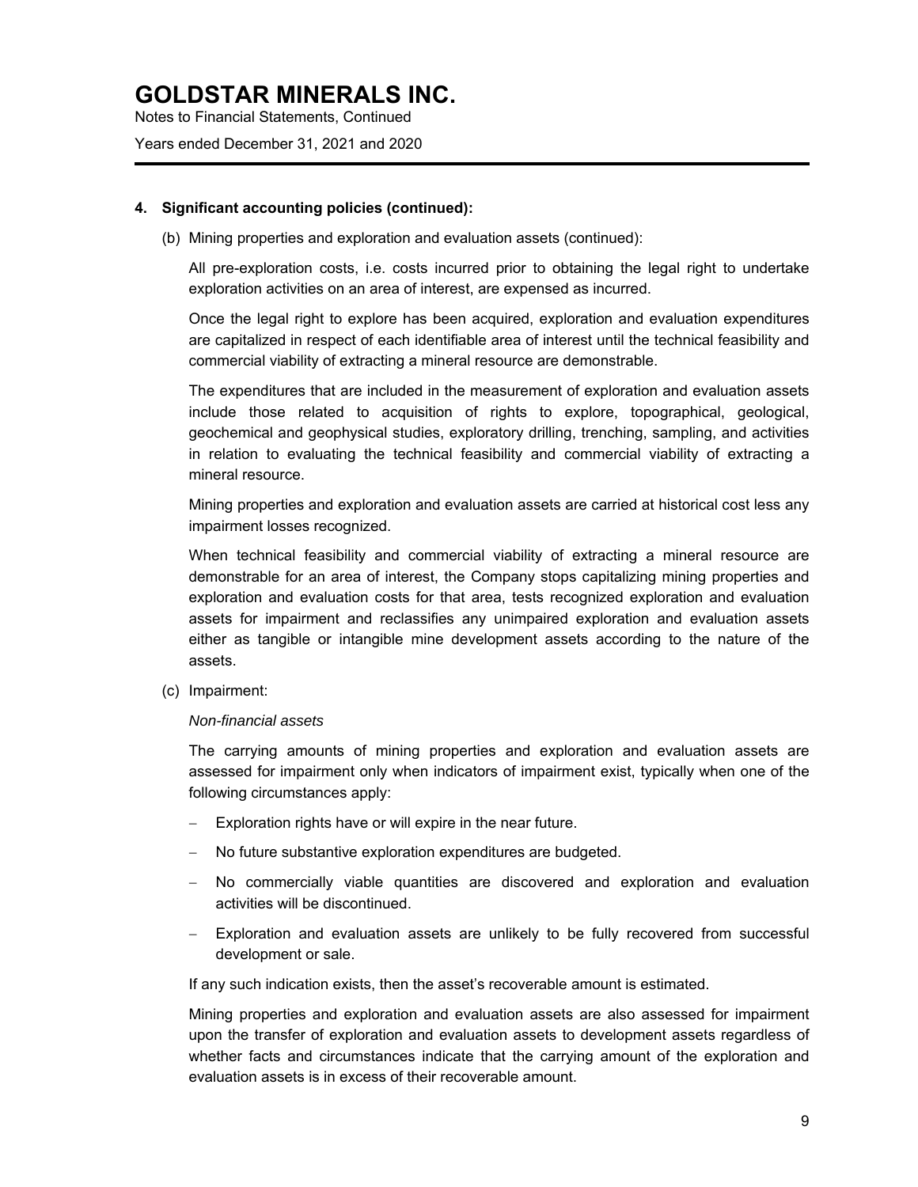# GOLDSTAR MINERALS INC.

Notes to Financial Statements, Continued

Years ended December 31, 2021 and 2020

---

**4. Significant accounting policies (continued):**

(b) Mining properties and exploration and evaluation assets (continued):

All pre-exploration costs, i.e. costs incurred prior to obtaining the legal right to undertake exploration activities on an area of interest, are expensed as incurred.

Once the legal right to explore has been acquired, exploration and evaluation expenditures are capitalized in respect of each identifiable area of interest until the technical feasibility and commercial viability of extracting a mineral resource are demonstrable.

The expenditures that are included in the measurement of exploration and evaluation assets include those related to acquisition of rights to explore, topographical, geological, geochemical and geophysical studies, exploratory drilling, trenching, sampling, and activities in relation to evaluating the technical feasibility and commercial viability of extracting a mineral resource.

Mining properties and exploration and evaluation assets are carried at historical cost less any impairment losses recognized.

When technical feasibility and commercial viability of extracting a mineral resource are demonstrable for an area of interest, the Company stops capitalizing mining properties and exploration and evaluation costs for that area, tests recognized exploration and evaluation assets for impairment and reclassifies any unimpaired exploration and evaluation assets either as tangible or intangible mine development assets according to the nature of the assets.

(c) Impairment:

*Non-financial assets*

The carrying amounts of mining properties and exploration and evaluation assets are assessed for impairment only when indicators of impairment exist, typically when one of the following circumstances apply:

- Exploration rights have or will expire in the near future.
- No future substantive exploration expenditures are budgeted.
- No commercially viable quantities are discovered and exploration and evaluation activities will be discontinued.
- Exploration and evaluation assets are unlikely to be fully recovered from successful development or sale.

If any such indication exists, then the asset's recoverable amount is estimated.

Mining properties and exploration and evaluation assets are also assessed for impairment upon the transfer of exploration and evaluation assets to development assets regardless of whether facts and circumstances indicate that the carrying amount of the exploration and evaluation assets is in excess of their recoverable amount.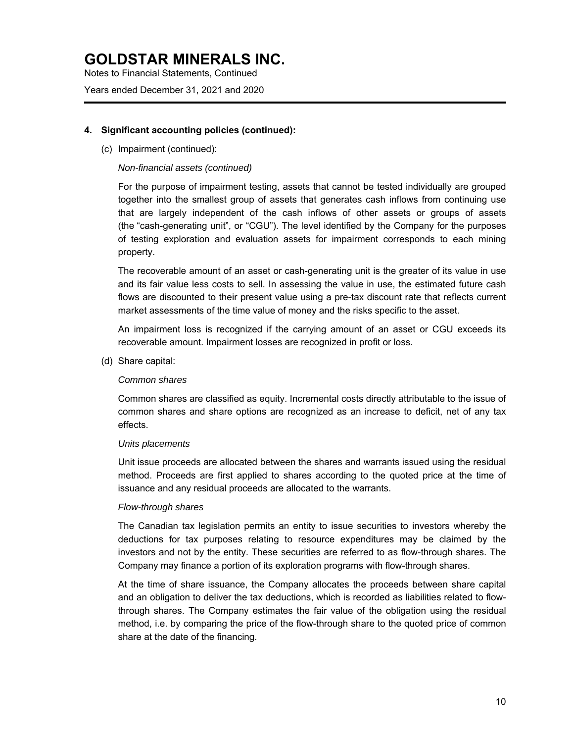### 4. Significant accounting policies (continued):

(c) Impairment (continued):

*Non-financial assets (continued)*

For the purpose of impairment testing, assets that cannot be tested individually are grouped together into the smallest group of assets that generates cash inflows from continuing use that are largely independent of the cash inflows of other assets or groups of assets (the "cash-generating unit", or "CGU"). The level identified by the Company for the purposes of testing exploration and evaluation assets for impairment corresponds to each mining property.

The recoverable amount of an asset or cash-generating unit is the greater of its value in use and its fair value less costs to sell. In assessing the value in use, the estimated future cash flows are discounted to their present value using a pre-tax discount rate that reflects current market assessments of the time value of money and the risks specific to the asset.

An impairment loss is recognized if the carrying amount of an asset or CGU exceeds its recoverable amount. Impairment losses are recognized in profit or loss.

(d) Share capital:

*Common shares*

Common shares are classified as equity. Incremental costs directly attributable to the issue of common shares and share options are recognized as an increase to deficit, net of any tax effects.

*Units placements*

Unit issue proceeds are allocated between the shares and warrants issued using the residual method. Proceeds are first applied to shares according to the quoted price at the time of issuance and any residual proceeds are allocated to the warrants.

*Flow-through shares*

The Canadian tax legislation permits an entity to issue securities to investors whereby the deductions for tax purposes relating to resource expenditures may be claimed by the investors and not by the entity. These securities are referred to as flow-through shares. The Company may finance a portion of its exploration programs with flow-through shares.

At the time of share issuance, the Company allocates the proceeds between share capital and an obligation to deliver the tax deductions, which is recorded as liabilities related to flow-through shares. The Company estimates the fair value of the obligation using the residual method, i.e. by comparing the price of the flow-through share to the quoted price of common share at the date of the financing.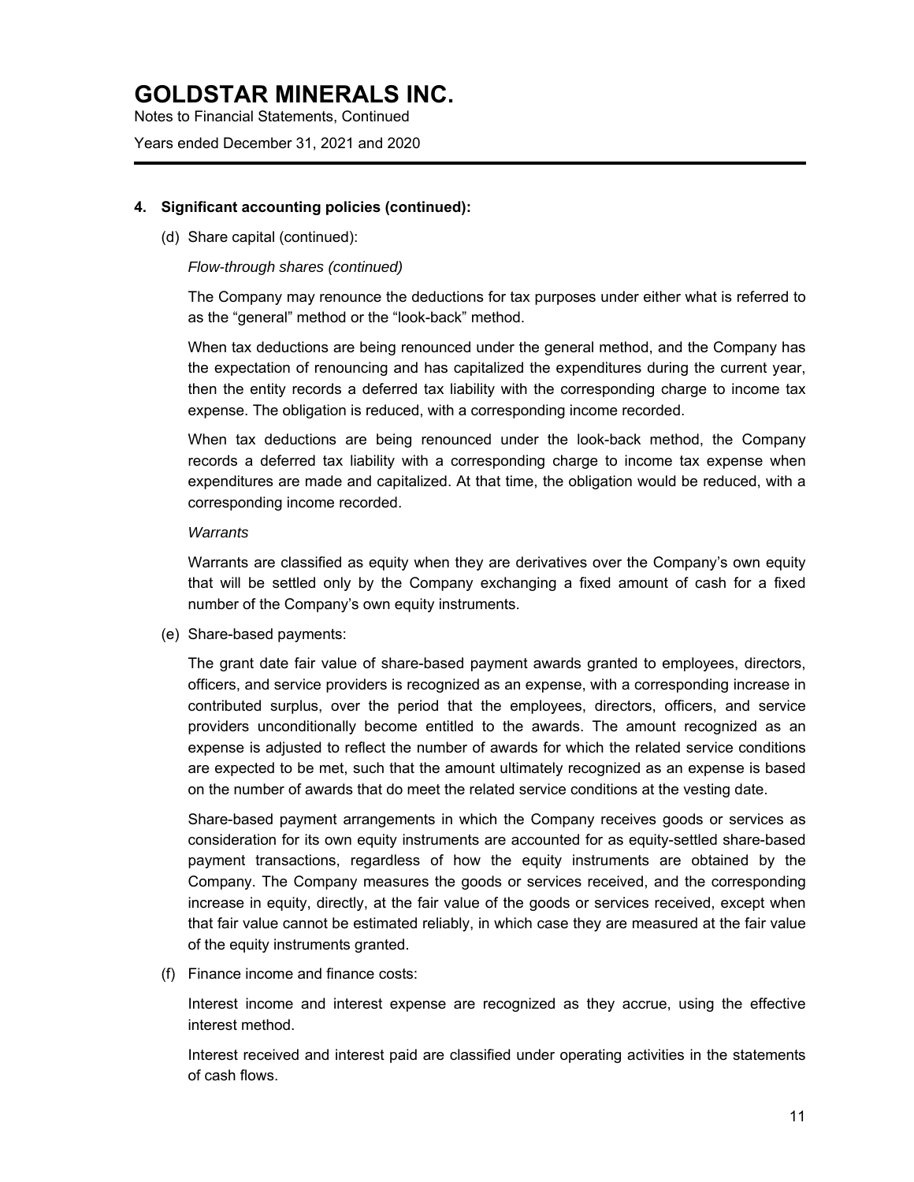### 4. Significant accounting policies (continued):

(d) Share capital (continued):

*Flow-through shares (continued)*

The Company may renounce the deductions for tax purposes under either what is referred to as the "general" method or the "look-back" method.

When tax deductions are being renounced under the general method, and the Company has the expectation of renouncing and has capitalized the expenditures during the current year, then the entity records a deferred tax liability with the corresponding charge to income tax expense. The obligation is reduced, with a corresponding income recorded.

When tax deductions are being renounced under the look-back method, the Company records a deferred tax liability with a corresponding charge to income tax expense when expenditures are made and capitalized. At that time, the obligation would be reduced, with a corresponding income recorded.

*Warrants*

Warrants are classified as equity when they are derivatives over the Company's own equity that will be settled only by the Company exchanging a fixed amount of cash for a fixed number of the Company's own equity instruments.

(e) Share-based payments:

The grant date fair value of share-based payment awards granted to employees, directors, officers, and service providers is recognized as an expense, with a corresponding increase in contributed surplus, over the period that the employees, directors, officers, and service providers unconditionally become entitled to the awards. The amount recognized as an expense is adjusted to reflect the number of awards for which the related service conditions are expected to be met, such that the amount ultimately recognized as an expense is based on the number of awards that do meet the related service conditions at the vesting date.

Share-based payment arrangements in which the Company receives goods or services as consideration for its own equity instruments are accounted for as equity-settled share-based payment transactions, regardless of how the equity instruments are obtained by the Company. The Company measures the goods or services received, and the corresponding increase in equity, directly, at the fair value of the goods or services received, except when that fair value cannot be estimated reliably, in which case they are measured at the fair value of the equity instruments granted.

(f) Finance income and finance costs:

Interest income and interest expense are recognized as they accrue, using the effective interest method.

Interest received and interest paid are classified under operating activities in the statements of cash flows.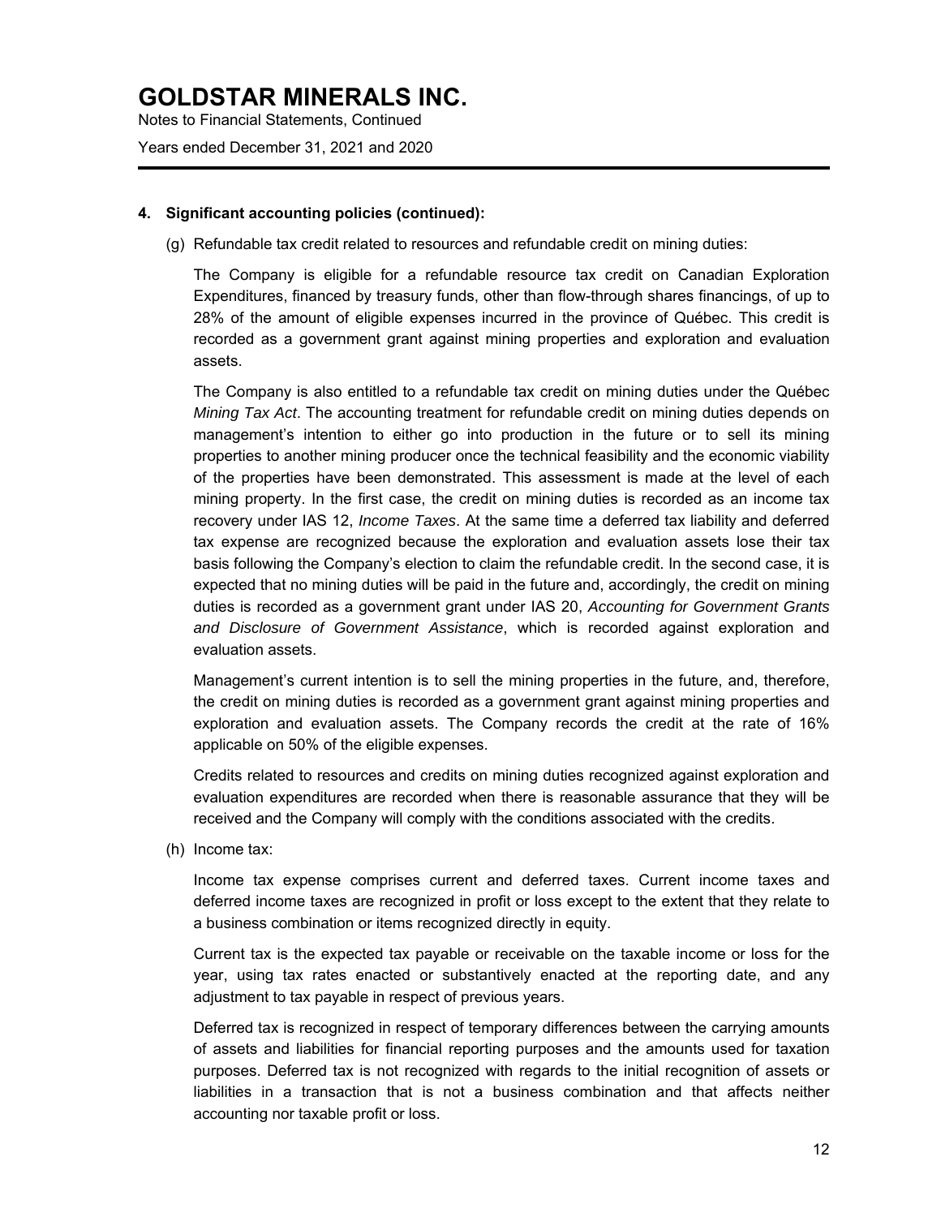**4. Significant accounting policies (continued):**

(g) Refundable tax credit related to resources and refundable credit on mining duties:

The Company is eligible for a refundable resource tax credit on Canadian Exploration Expenditures, financed by treasury funds, other than flow-through shares financings, of up to 28% of the amount of eligible expenses incurred in the province of Québec. This credit is recorded as a government grant against mining properties and exploration and evaluation assets.

The Company is also entitled to a refundable tax credit on mining duties under the Québec *Mining Tax Act*. The accounting treatment for refundable credit on mining duties depends on management's intention to either go into production in the future or to sell its mining properties to another mining producer once the technical feasibility and the economic viability of the properties have been demonstrated. This assessment is made at the level of each mining property. In the first case, the credit on mining duties is recorded as an income tax recovery under IAS 12, *Income Taxes*. At the same time a deferred tax liability and deferred tax expense are recognized because the exploration and evaluation assets lose their tax basis following the Company's election to claim the refundable credit. In the second case, it is expected that no mining duties will be paid in the future and, accordingly, the credit on mining duties is recorded as a government grant under IAS 20, *Accounting for Government Grants and Disclosure of Government Assistance*, which is recorded against exploration and evaluation assets.

Management's current intention is to sell the mining properties in the future, and, therefore, the credit on mining duties is recorded as a government grant against mining properties and exploration and evaluation assets. The Company records the credit at the rate of 16% applicable on 50% of the eligible expenses.

Credits related to resources and credits on mining duties recognized against exploration and evaluation expenditures are recorded when there is reasonable assurance that they will be received and the Company will comply with the conditions associated with the credits.

(h) Income tax:

Income tax expense comprises current and deferred taxes. Current income taxes and deferred income taxes are recognized in profit or loss except to the extent that they relate to a business combination or items recognized directly in equity.

Current tax is the expected tax payable or receivable on the taxable income or loss for the year, using tax rates enacted or substantively enacted at the reporting date, and any adjustment to tax payable in respect of previous years.

Deferred tax is recognized in respect of temporary differences between the carrying amounts of assets and liabilities for financial reporting purposes and the amounts used for taxation purposes. Deferred tax is not recognized with regards to the initial recognition of assets or liabilities in a transaction that is not a business combination and that affects neither accounting nor taxable profit or loss.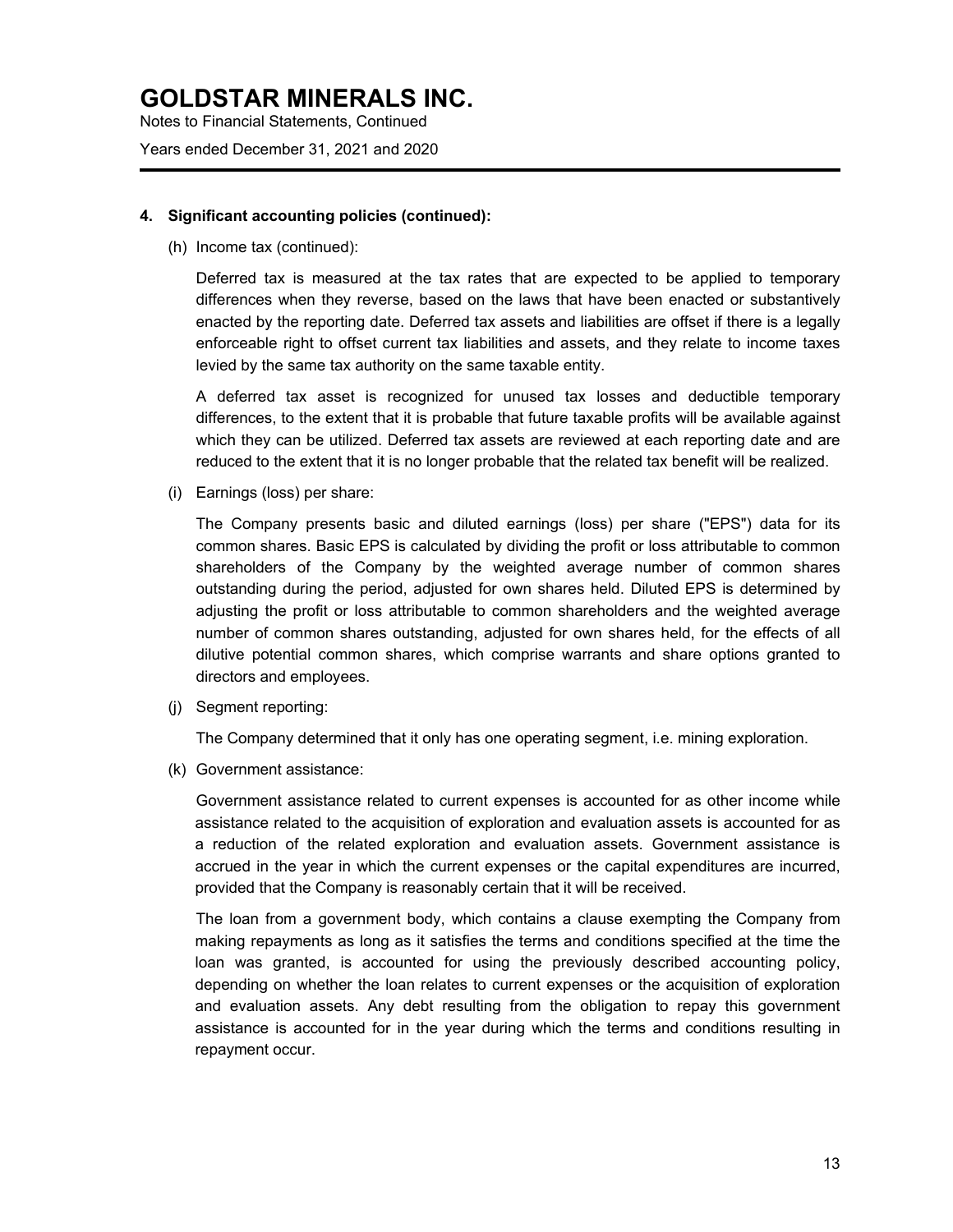#### 4. Significant accounting policies (continued):

(h) Income tax (continued):

Deferred tax is measured at the tax rates that are expected to be applied to temporary differences when they reverse, based on the laws that have been enacted or substantively enacted by the reporting date. Deferred tax assets and liabilities are offset if there is a legally enforceable right to offset current tax liabilities and assets, and they relate to income taxes levied by the same tax authority on the same taxable entity.

A deferred tax asset is recognized for unused tax losses and deductible temporary differences, to the extent that it is probable that future taxable profits will be available against which they can be utilized. Deferred tax assets are reviewed at each reporting date and are reduced to the extent that it is no longer probable that the related tax benefit will be realized.

(i) Earnings (loss) per share:

The Company presents basic and diluted earnings (loss) per share ("EPS") data for its common shares. Basic EPS is calculated by dividing the profit or loss attributable to common shareholders of the Company by the weighted average number of common shares outstanding during the period, adjusted for own shares held. Diluted EPS is determined by adjusting the profit or loss attributable to common shareholders and the weighted average number of common shares outstanding, adjusted for own shares held, for the effects of all dilutive potential common shares, which comprise warrants and share options granted to directors and employees.

(j) Segment reporting:

The Company determined that it only has one operating segment, i.e. mining exploration.

(k) Government assistance:

Government assistance related to current expenses is accounted for as other income while assistance related to the acquisition of exploration and evaluation assets is accounted for as a reduction of the related exploration and evaluation assets. Government assistance is accrued in the year in which the current expenses or the capital expenditures are incurred, provided that the Company is reasonably certain that it will be received.

The loan from a government body, which contains a clause exempting the Company from making repayments as long as it satisfies the terms and conditions specified at the time the loan was granted, is accounted for using the previously described accounting policy, depending on whether the loan relates to current expenses or the acquisition of exploration and evaluation assets. Any debt resulting from the obligation to repay this government assistance is accounted for in the year during which the terms and conditions resulting in repayment occur.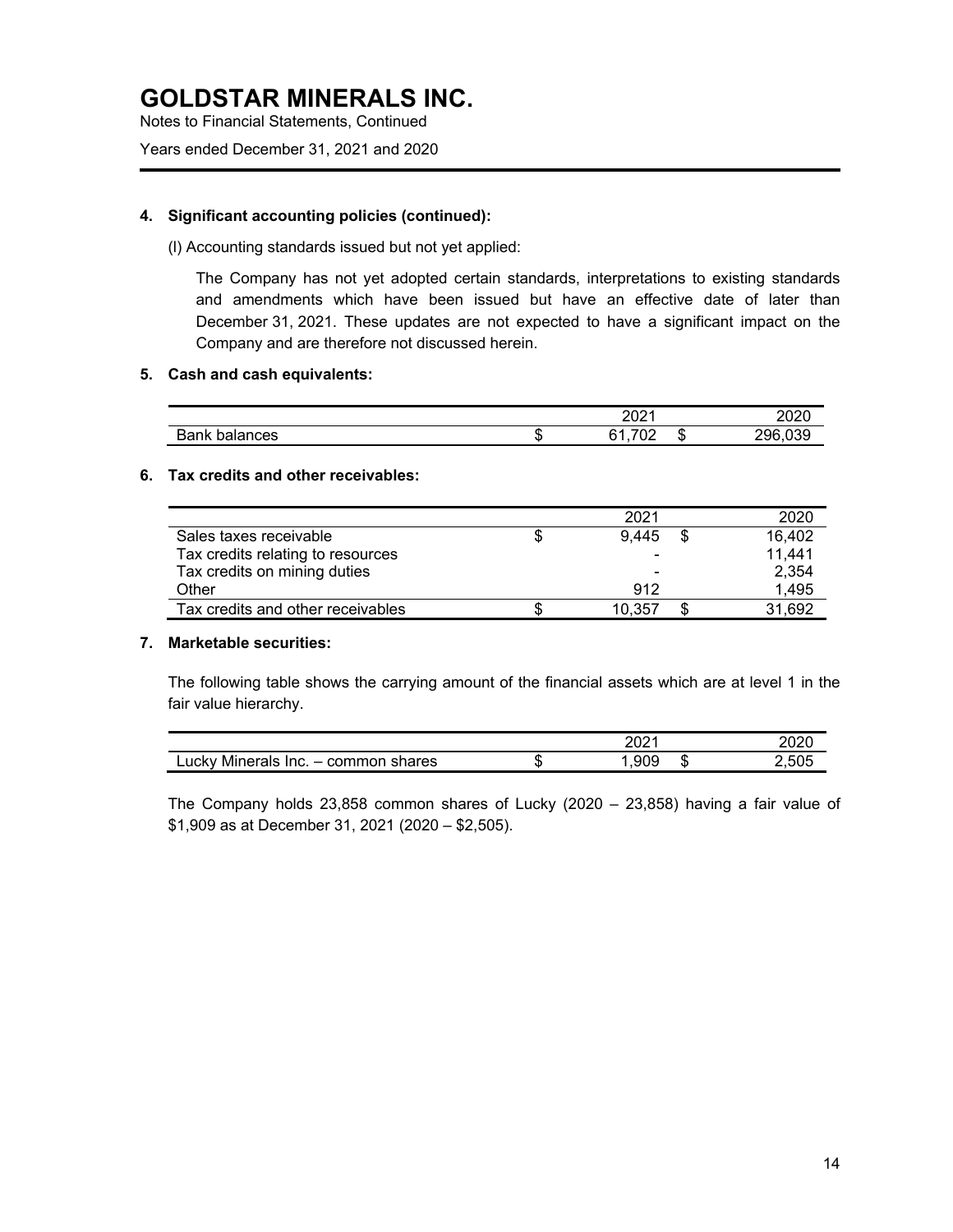# GOLDSTAR MINERALS INC.

Notes to Financial Statements, Continued

Years ended December 31, 2021 and 2020

**4. Significant accounting policies (continued):**

(l) Accounting standards issued but not yet applied:

The Company has not yet adopted certain standards, interpretations to existing standards and amendments which have been issued but have an effective date of later than December 31, 2021. These updates are not expected to have a significant impact on the Company and are therefore not discussed herein.

**5. Cash and cash equivalents:**

| | | 2021 | | 2020 |
|---|---|---|---|---|
| Bank balances | $ | 61,702 | $ | 296,039 |

**6. Tax credits and other receivables:**

| | | 2021 | | 2020 |
|---|---|---|---|---|
| Sales taxes receivable | $ | 9,445 | $ | 16,402 |
| Tax credits relating to resources | | - | | 11,441 |
| Tax credits on mining duties | | - | | 2,354 |
| Other | | 912 | | 1,495 |
| Tax credits and other receivables | $ | 10,357 | $ | 31,692 |

**7. Marketable securities:**

The following table shows the carrying amount of the financial assets which are at level 1 in the fair value hierarchy.

| | | 2021 | | 2020 |
|---|---|---|---|---|
| Lucky Minerals Inc. – common shares | $ | 1,909 | $ | 2,505 |

The Company holds 23,858 common shares of Lucky (2020 – 23,858) having a fair value of $1,909 as at December 31, 2021 (2020 – $2,505).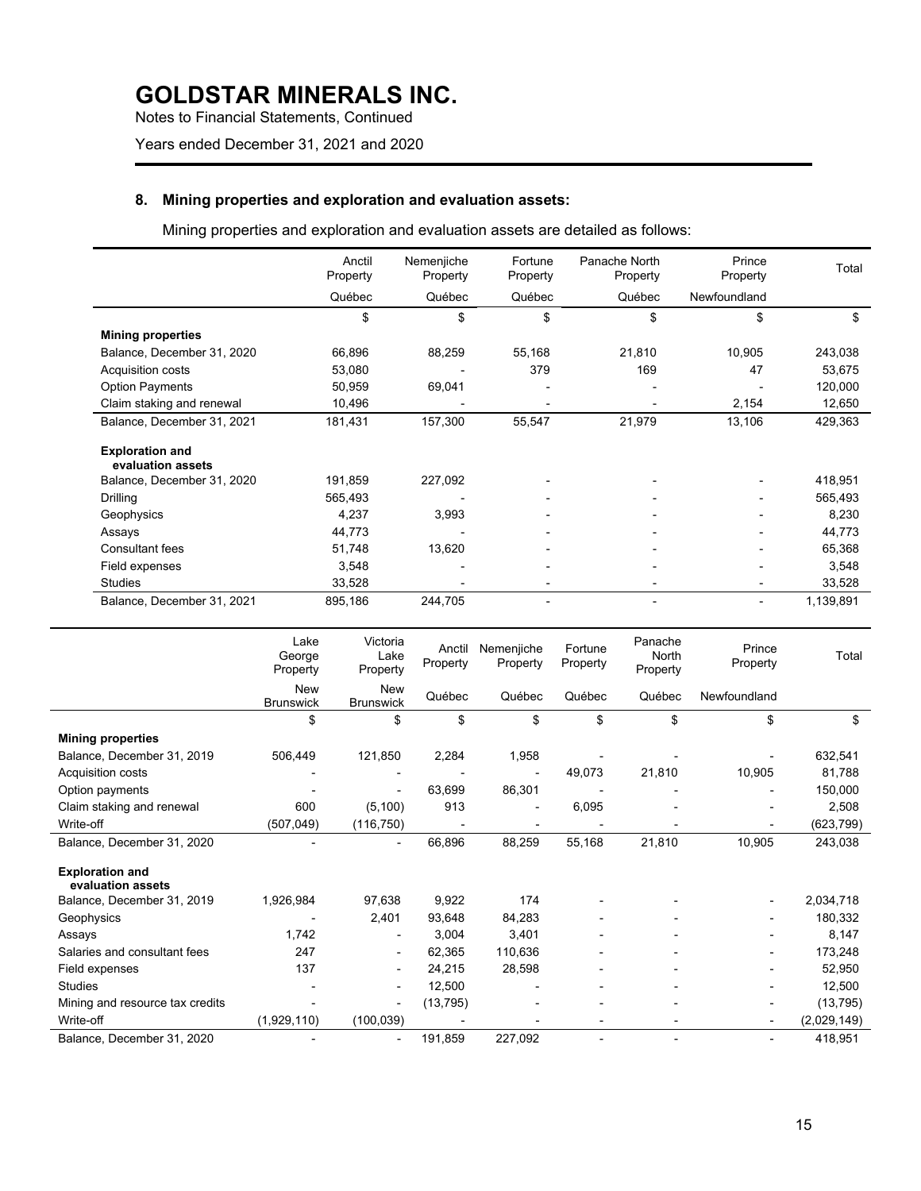# GOLDSTAR MINERALS INC.

Notes to Financial Statements, Continued

Years ended December 31, 2021 and 2020

## 8. Mining properties and exploration and evaluation assets:

Mining properties and exploration and evaluation assets are detailed as follows:

| | Anctil Property | Nemenjiche Property | Fortune Property | Panache North Property | Prince Property | Total |
|---|---|---|---|---|---|---|
| | Québec | Québec | Québec | Québec | Newfoundland | |
| | $ | $ | $ | $ | $ | $ |
| **Mining properties** | | | | | | |
| Balance, December 31, 2020 | 66,896 | 88,259 | 55,168 | 21,810 | 10,905 | 243,038 |
| Acquisition costs | 53,080 | - | 379 | 169 | 47 | 53,675 |
| Option Payments | 50,959 | 69,041 | - | - | - | 120,000 |
| Claim staking and renewal | 10,496 | - | - | - | 2,154 | 12,650 |
| Balance, December 31, 2021 | 181,431 | 157,300 | 55,547 | 21,979 | 13,106 | 429,363 |
| **Exploration and evaluation assets** | | | | | | |
| Balance, December 31, 2020 | 191,859 | 227,092 | - | - | - | 418,951 |
| Drilling | 565,493 | - | - | - | - | 565,493 |
| Geophysics | 4,237 | 3,993 | - | - | - | 8,230 |
| Assays | 44,773 | - | - | - | - | 44,773 |
| Consultant fees | 51,748 | 13,620 | - | - | - | 65,368 |
| Field expenses | 3,548 | - | - | - | - | 3,548 |
| Studies | 33,528 | - | - | - | - | 33,528 |
| Balance, December 31, 2021 | 895,186 | 244,705 | - | - | - | 1,139,891 |

| | Lake George Property | Victoria Lake Property | Anctil Property | Nemenjiche Property | Fortune Property | Panache North Property | Prince Property | Total |
|---|---|---|---|---|---|---|---|---|
| | New Brunswick | New Brunswick | Québec | Québec | Québec | Québec | Newfoundland | |
| | $ | $ | $ | $ | $ | $ | $ | $ |
| **Mining properties** | | | | | | | | |
| Balance, December 31, 2019 | 506,449 | 121,850 | 2,284 | 1,958 | - | - | - | 632,541 |
| Acquisition costs | - | - | - | - | 49,073 | 21,810 | 10,905 | 81,788 |
| Option payments | - | - | 63,699 | 86,301 | - | - | - | 150,000 |
| Claim staking and renewal | 600 | (5,100) | 913 | - | 6,095 | - | - | 2,508 |
| Write-off | (507,049) | (116,750) | - | - | - | - | - | (623,799) |
| Balance, December 31, 2020 | - | - | 66,896 | 88,259 | 55,168 | 21,810 | 10,905 | 243,038 |
| **Exploration and evaluation assets** | | | | | | | | |
| Balance, December 31, 2019 | 1,926,984 | 97,638 | 9,922 | 174 | - | - | - | 2,034,718 |
| Geophysics | - | 2,401 | 93,648 | 84,283 | - | - | - | 180,332 |
| Assays | 1,742 | - | 3,004 | 3,401 | - | - | - | 8,147 |
| Salaries and consultant fees | 247 | - | 62,365 | 110,636 | - | - | - | 173,248 |
| Field expenses | 137 | - | 24,215 | 28,598 | - | - | - | 52,950 |
| Studies | - | - | 12,500 | - | - | - | - | 12,500 |
| Mining and resource tax credits | - | - | (13,795) | - | - | - | - | (13,795) |
| Write-off | (1,929,110) | (100,039) | - | - | - | - | - | (2,029,149) |
| Balance, December 31, 2020 | - | - | 191,859 | 227,092 | - | - | - | 418,951 |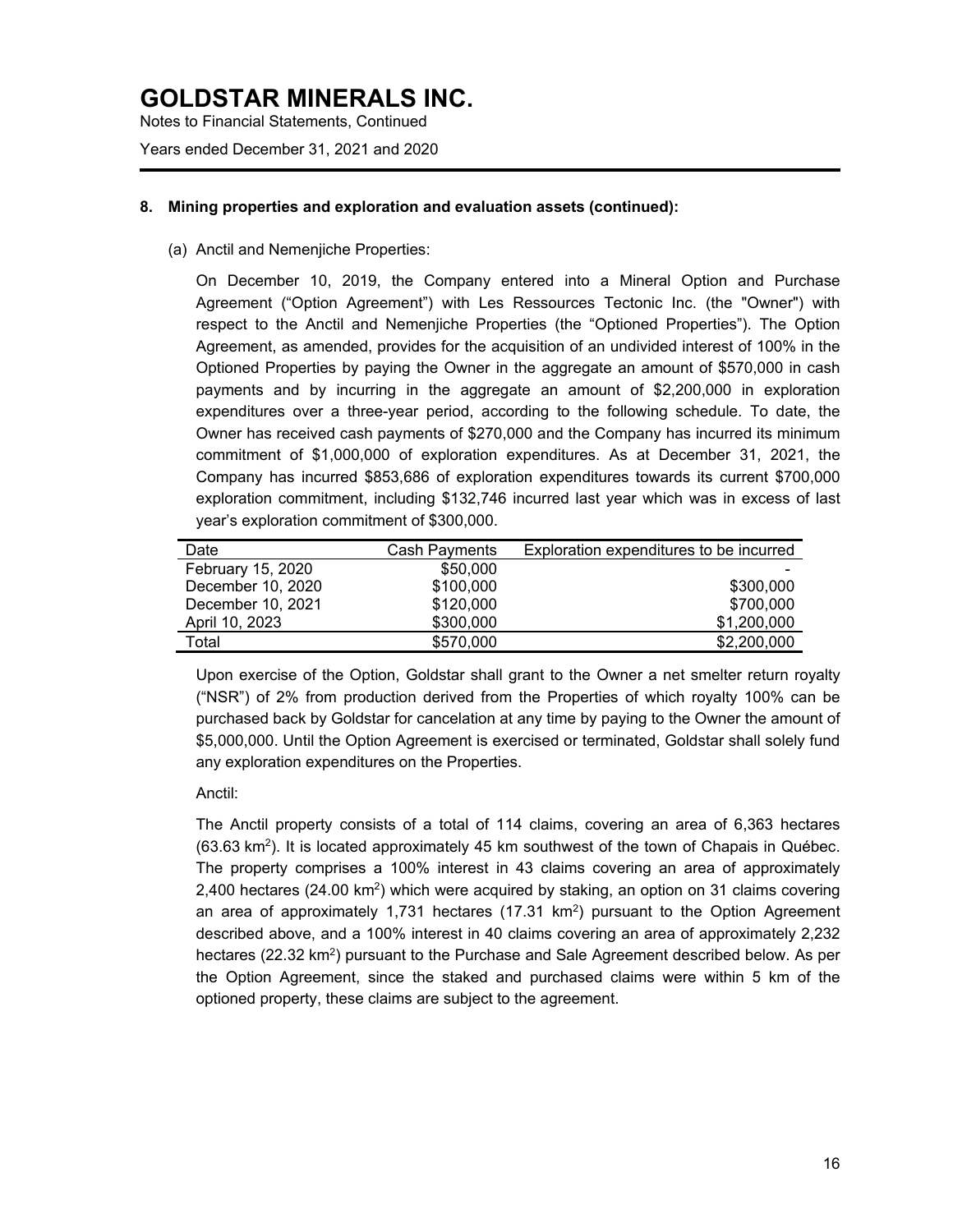# GOLDSTAR MINERALS INC.

Notes to Financial Statements, Continued

Years ended December 31, 2021 and 2020

## 8. Mining properties and exploration and evaluation assets (continued):

### (a) Anctil and Nemenjiche Properties:

On December 10, 2019, the Company entered into a Mineral Option and Purchase Agreement ("Option Agreement") with Les Ressources Tectonic Inc. (the "Owner") with respect to the Anctil and Nemenjiche Properties (the "Optioned Properties"). The Option Agreement, as amended, provides for the acquisition of an undivided interest of 100% in the Optioned Properties by paying the Owner in the aggregate an amount of $570,000 in cash payments and by incurring in the aggregate an amount of $2,200,000 in exploration expenditures over a three-year period, according to the following schedule. To date, the Owner has received cash payments of $270,000 and the Company has incurred its minimum commitment of $1,000,000 of exploration expenditures. As at December 31, 2021, the Company has incurred $853,686 of exploration expenditures towards its current $700,000 exploration commitment, including $132,746 incurred last year which was in excess of last year's exploration commitment of $300,000.

| Date | Cash Payments | Exploration expenditures to be incurred |
|---|---|---|
| February 15, 2020 | $50,000 | - |
| December 10, 2020 | $100,000 | $300,000 |
| December 10, 2021 | $120,000 | $700,000 |
| April 10, 2023 | $300,000 | $1,200,000 |
| Total | $570,000 | $2,200,000 |

Upon exercise of the Option, Goldstar shall grant to the Owner a net smelter return royalty ("NSR") of 2% from production derived from the Properties of which royalty 100% can be purchased back by Goldstar for cancelation at any time by paying to the Owner the amount of $5,000,000. Until the Option Agreement is exercised or terminated, Goldstar shall solely fund any exploration expenditures on the Properties.

Anctil:

The Anctil property consists of a total of 114 claims, covering an area of 6,363 hectares (63.63 $km^2$). It is located approximately 45 km southwest of the town of Chapais in Québec. The property comprises a 100% interest in 43 claims covering an area of approximately 2,400 hectares (24.00 $km^2$) which were acquired by staking, an option on 31 claims covering an area of approximately 1,731 hectares (17.31 $km^2$) pursuant to the Option Agreement described above, and a 100% interest in 40 claims covering an area of approximately 2,232 hectares (22.32 $km^2$) pursuant to the Purchase and Sale Agreement described below. As per the Option Agreement, since the staked and purchased claims were within 5 km of the optioned property, these claims are subject to the agreement.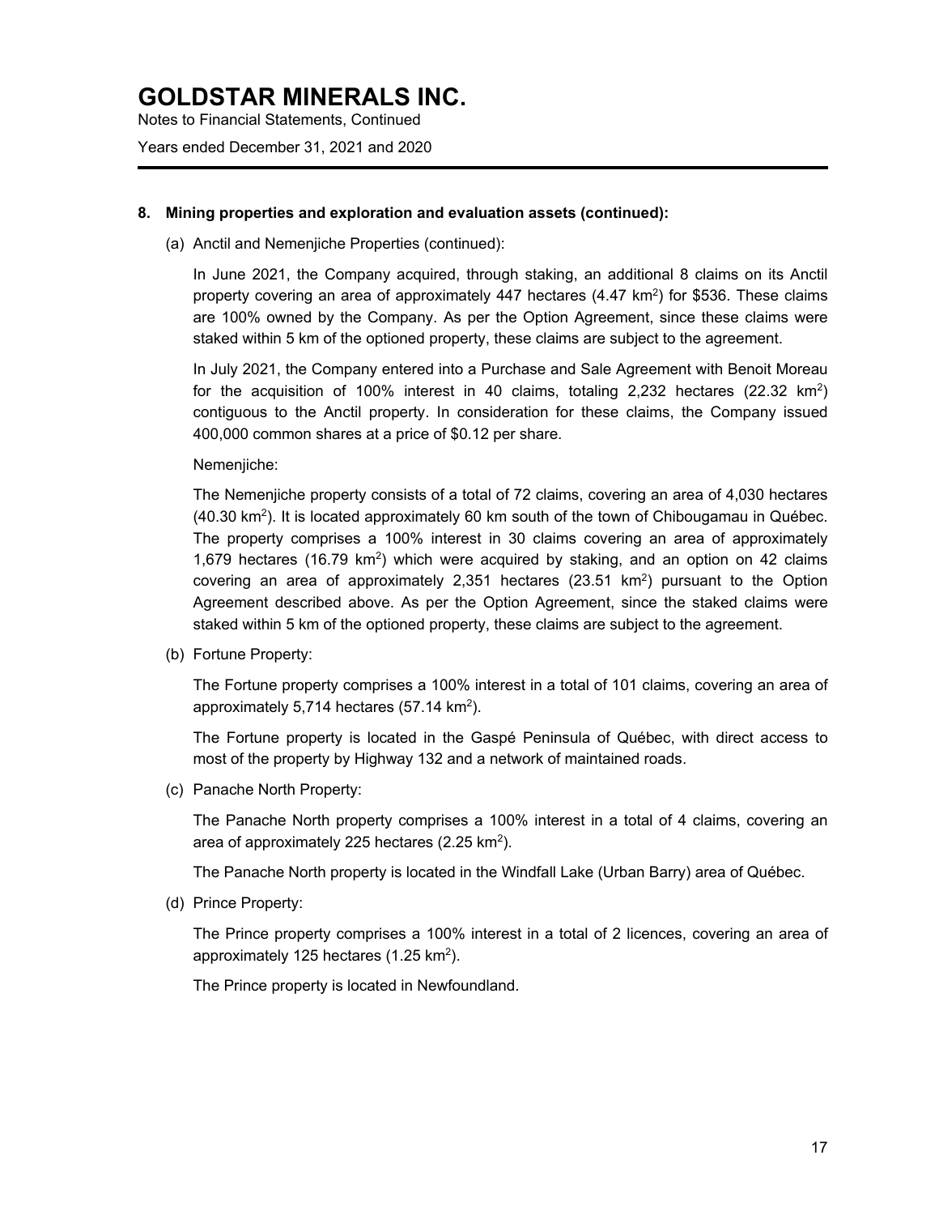## 8. Mining properties and exploration and evaluation assets (continued):

(a) Anctil and Nemenjiche Properties (continued):

In June 2021, the Company acquired, through staking, an additional 8 claims on its Anctil property covering an area of approximately 447 hectares (4.47 km$^2$) for $536. These claims are 100% owned by the Company. As per the Option Agreement, since these claims were staked within 5 km of the optioned property, these claims are subject to the agreement.

In July 2021, the Company entered into a Purchase and Sale Agreement with Benoit Moreau for the acquisition of 100% interest in 40 claims, totaling 2,232 hectares (22.32 km$^2$) contiguous to the Anctil property. In consideration for these claims, the Company issued 400,000 common shares at a price of $0.12 per share.

Nemenjiche:

The Nemenjiche property consists of a total of 72 claims, covering an area of 4,030 hectares (40.30 km$^2$). It is located approximately 60 km south of the town of Chibougamau in Québec. The property comprises a 100% interest in 30 claims covering an area of approximately 1,679 hectares (16.79 km$^2$) which were acquired by staking, and an option on 42 claims covering an area of approximately 2,351 hectares (23.51 km$^2$) pursuant to the Option Agreement described above. As per the Option Agreement, since the staked claims were staked within 5 km of the optioned property, these claims are subject to the agreement.

(b) Fortune Property:

The Fortune property comprises a 100% interest in a total of 101 claims, covering an area of approximately 5,714 hectares (57.14 km$^2$).

The Fortune property is located in the Gaspé Peninsula of Québec, with direct access to most of the property by Highway 132 and a network of maintained roads.

(c) Panache North Property:

The Panache North property comprises a 100% interest in a total of 4 claims, covering an area of approximately 225 hectares (2.25 km$^2$).

The Panache North property is located in the Windfall Lake (Urban Barry) area of Québec.

(d) Prince Property:

The Prince property comprises a 100% interest in a total of 2 licences, covering an area of approximately 125 hectares (1.25 km$^2$).

The Prince property is located in Newfoundland.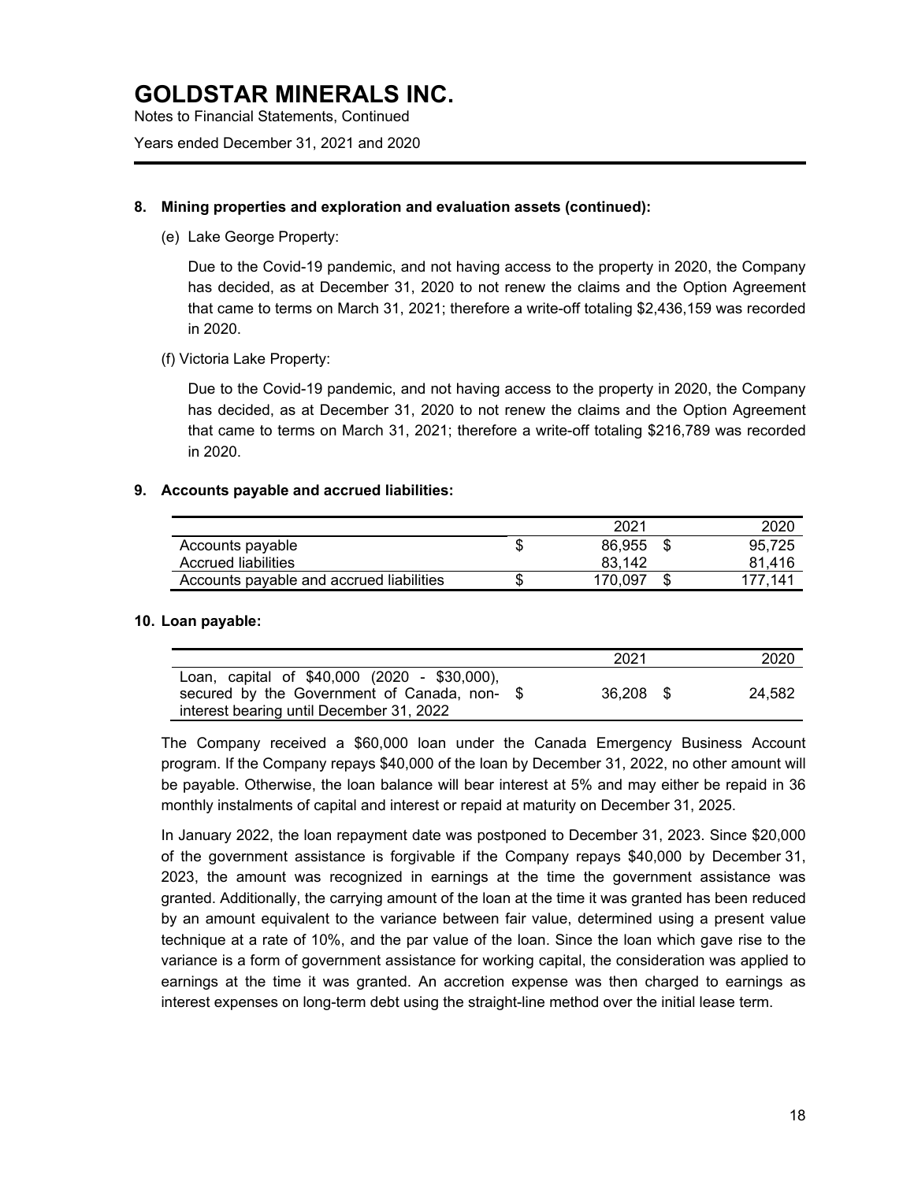# GOLDSTAR MINERALS INC.

Notes to Financial Statements, Continued

Years ended December 31, 2021 and 2020

## 8. Mining properties and exploration and evaluation assets (continued):

(e) Lake George Property:

Due to the Covid-19 pandemic, and not having access to the property in 2020, the Company has decided, as at December 31, 2020 to not renew the claims and the Option Agreement that came to terms on March 31, 2021; therefore a write-off totaling $2,436,159 was recorded in 2020.

(f) Victoria Lake Property:

Due to the Covid-19 pandemic, and not having access to the property in 2020, the Company has decided, as at December 31, 2020 to not renew the claims and the Option Agreement that came to terms on March 31, 2021; therefore a write-off totaling $216,789 was recorded in 2020.

## 9. Accounts payable and accrued liabilities:

| | | 2021 | | 2020 |
|---|---|---|---|---|
| Accounts payable | $ | 86,955 | $ | 95,725 |
| Accrued liabilities | | 83,142 | | 81,416 |
| Accounts payable and accrued liabilities | $ | 170,097 | $ | 177,141 |

## 10. Loan payable:

| | | 2021 | | 2020 |
|---|---|---|---|---|
| Loan, capital of $40,000 (2020 - $30,000), secured by the Government of Canada, non-interest bearing until December 31, 2022 | $ | 36,208 | $ | 24,582 |

The Company received a $60,000 loan under the Canada Emergency Business Account program. If the Company repays $40,000 of the loan by December 31, 2022, no other amount will be payable. Otherwise, the loan balance will bear interest at 5% and may either be repaid in 36 monthly instalments of capital and interest or repaid at maturity on December 31, 2025.

In January 2022, the loan repayment date was postponed to December 31, 2023. Since $20,000 of the government assistance is forgivable if the Company repays $40,000 by December 31, 2023, the amount was recognized in earnings at the time the government assistance was granted. Additionally, the carrying amount of the loan at the time it was granted has been reduced by an amount equivalent to the variance between fair value, determined using a present value technique at a rate of 10%, and the par value of the loan. Since the loan which gave rise to the variance is a form of government assistance for working capital, the consideration was applied to earnings at the time it was granted. An accretion expense was then charged to earnings as interest expenses on long-term debt using the straight-line method over the initial lease term.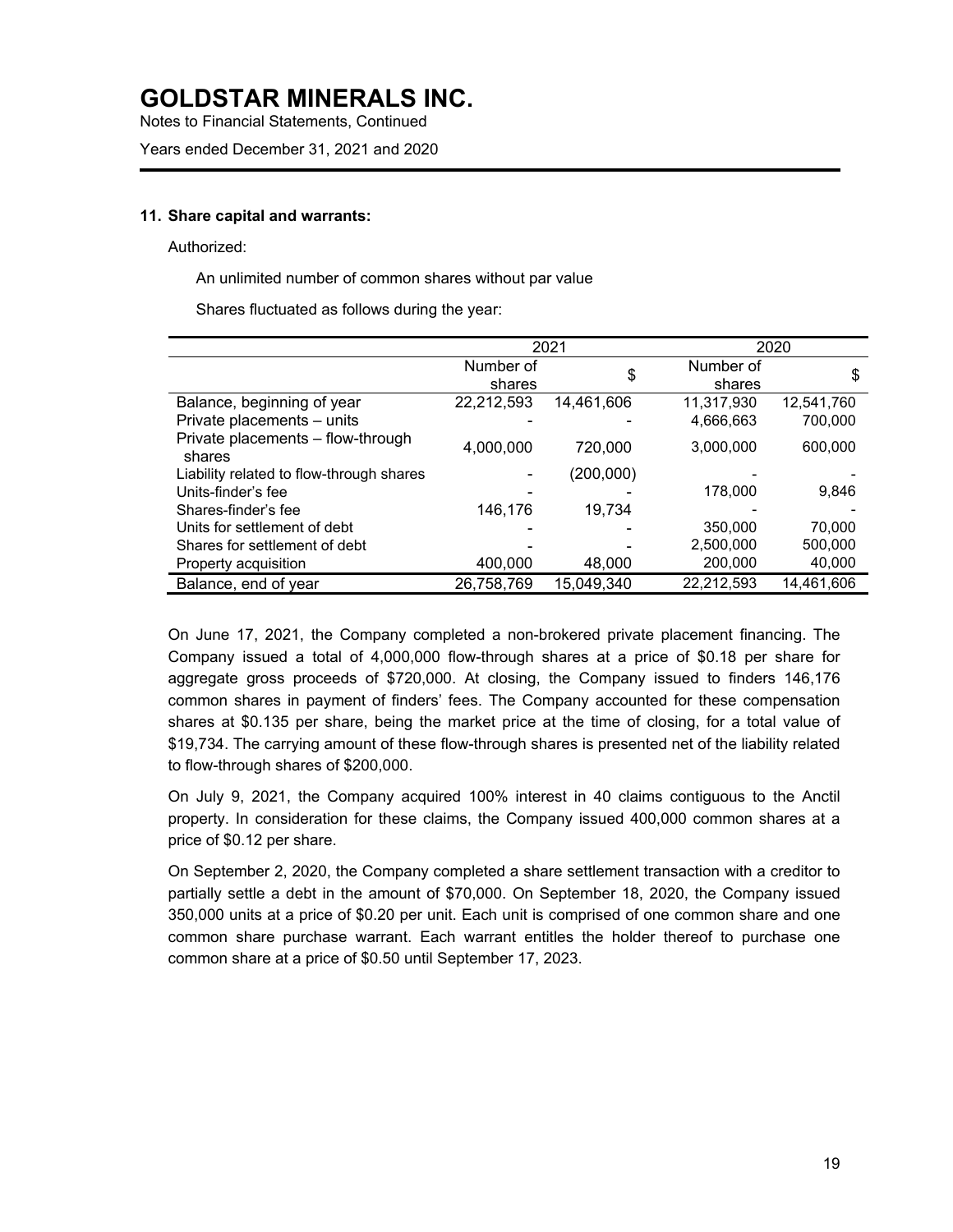# GOLDSTAR MINERALS INC.

Notes to Financial Statements, Continued

Years ended December 31, 2021 and 2020

### 11. Share capital and warrants:

Authorized:

An unlimited number of common shares without par value

Shares fluctuated as follows during the year:

| | 2021 | | 2020 | |
|---|---|---|---|---|
| | Number of shares | $ | Number of shares | $ |
| Balance, beginning of year | 22,212,593 | 14,461,606 | 11,317,930 | 12,541,760 |
| Private placements – units | - | - | 4,666,663 | 700,000 |
| Private placements – flow-through shares | 4,000,000 | 720,000 | 3,000,000 | 600,000 |
| Liability related to flow-through shares | - | (200,000) | - | - |
| Units-finder's fee | - | - | 178,000 | 9,846 |
| Shares-finder's fee | 146,176 | 19,734 | - | - |
| Units for settlement of debt | - | - | 350,000 | 70,000 |
| Shares for settlement of debt | - | - | 2,500,000 | 500,000 |
| Property acquisition | 400,000 | 48,000 | 200,000 | 40,000 |
| Balance, end of year | 26,758,769 | 15,049,340 | 22,212,593 | 14,461,606 |

On June 17, 2021, the Company completed a non-brokered private placement financing. The Company issued a total of 4,000,000 flow-through shares at a price of $0.18 per share for aggregate gross proceeds of $720,000. At closing, the Company issued to finders 146,176 common shares in payment of finders' fees. The Company accounted for these compensation shares at $0.135 per share, being the market price at the time of closing, for a total value of $19,734. The carrying amount of these flow-through shares is presented net of the liability related to flow-through shares of $200,000.

On July 9, 2021, the Company acquired 100% interest in 40 claims contiguous to the Anctil property. In consideration for these claims, the Company issued 400,000 common shares at a price of $0.12 per share.

On September 2, 2020, the Company completed a share settlement transaction with a creditor to partially settle a debt in the amount of $70,000. On September 18, 2020, the Company issued 350,000 units at a price of $0.20 per unit. Each unit is comprised of one common share and one common share purchase warrant. Each warrant entitles the holder thereof to purchase one common share at a price of $0.50 until September 17, 2023.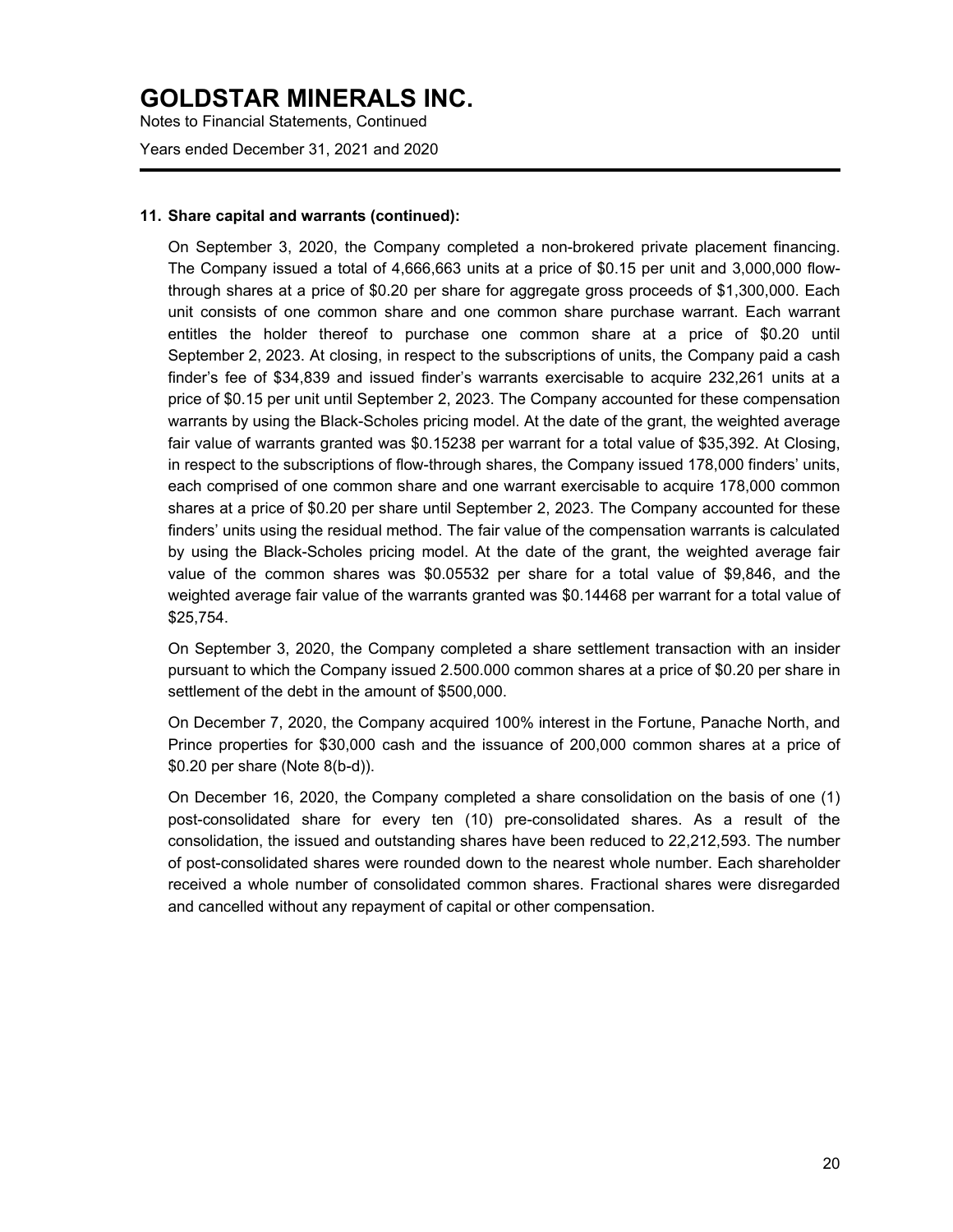## 11. Share capital and warrants (continued):

On September 3, 2020, the Company completed a non-brokered private placement financing. The Company issued a total of 4,666,663 units at a price of $0.15 per unit and 3,000,000 flow-through shares at a price of $0.20 per share for aggregate gross proceeds of $1,300,000. Each unit consists of one common share and one common share purchase warrant. Each warrant entitles the holder thereof to purchase one common share at a price of $0.20 until September 2, 2023. At closing, in respect to the subscriptions of units, the Company paid a cash finder's fee of $34,839 and issued finder's warrants exercisable to acquire 232,261 units at a price of $0.15 per unit until September 2, 2023. The Company accounted for these compensation warrants by using the Black-Scholes pricing model. At the date of the grant, the weighted average fair value of warrants granted was $0.15238 per warrant for a total value of $35,392. At Closing, in respect to the subscriptions of flow-through shares, the Company issued 178,000 finders' units, each comprised of one common share and one warrant exercisable to acquire 178,000 common shares at a price of $0.20 per share until September 2, 2023. The Company accounted for these finders' units using the residual method. The fair value of the compensation warrants is calculated by using the Black-Scholes pricing model. At the date of the grant, the weighted average fair value of the common shares was $0.05532 per share for a total value of $9,846, and the weighted average fair value of the warrants granted was $0.14468 per warrant for a total value of $25,754.

On September 3, 2020, the Company completed a share settlement transaction with an insider pursuant to which the Company issued 2.500.000 common shares at a price of $0.20 per share in settlement of the debt in the amount of $500,000.

On December 7, 2020, the Company acquired 100% interest in the Fortune, Panache North, and Prince properties for $30,000 cash and the issuance of 200,000 common shares at a price of $0.20 per share (Note 8(b-d)).

On December 16, 2020, the Company completed a share consolidation on the basis of one (1) post-consolidated share for every ten (10) pre-consolidated shares. As a result of the consolidation, the issued and outstanding shares have been reduced to 22,212,593. The number of post-consolidated shares were rounded down to the nearest whole number. Each shareholder received a whole number of consolidated common shares. Fractional shares were disregarded and cancelled without any repayment of capital or other compensation.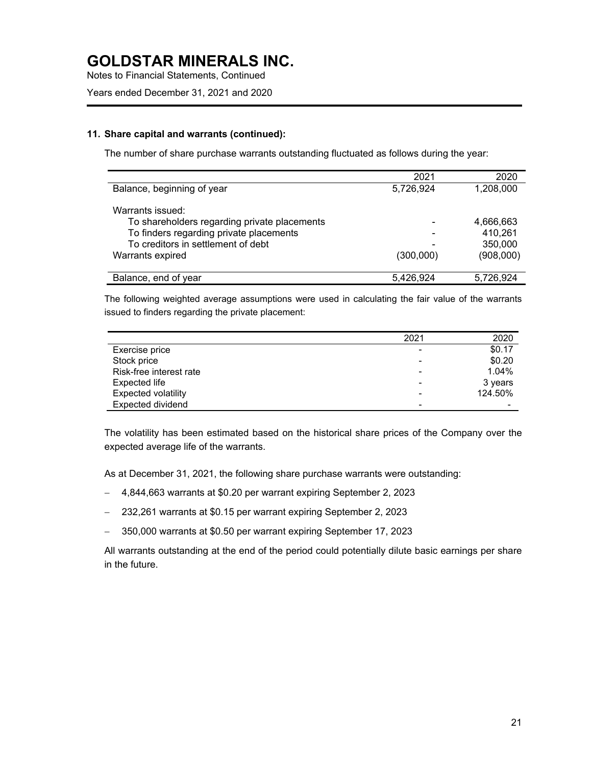# GOLDSTAR MINERALS INC.

Notes to Financial Statements, Continued

Years ended December 31, 2021 and 2020

**11. Share capital and warrants (continued):**

The number of share purchase warrants outstanding fluctuated as follows during the year:

| | 2021 | 2020 |
|---|---|---|
| Balance, beginning of year | 5,726,924 | 1,208,000 |
| Warrants issued: | | |
| To shareholders regarding private placements | - | 4,666,663 |
| To finders regarding private placements | - | 410,261 |
| To creditors in settlement of debt | - | 350,000 |
| Warrants expired | (300,000) | (908,000) |
| Balance, end of year | 5,426,924 | 5,726,924 |

The following weighted average assumptions were used in calculating the fair value of the warrants issued to finders regarding the private placement:

| | 2021 | 2020 |
|---|---|---|
| Exercise price | - | $0.17 |
| Stock price | - | $0.20 |
| Risk-free interest rate | - | 1.04% |
| Expected life | - | 3 years |
| Expected volatility | - | 124.50% |
| Expected dividend | - | - |

The volatility has been estimated based on the historical share prices of the Company over the expected average life of the warrants.

As at December 31, 2021, the following share purchase warrants were outstanding:

- 4,844,663 warrants at $0.20 per warrant expiring September 2, 2023
- 232,261 warrants at $0.15 per warrant expiring September 2, 2023
- 350,000 warrants at $0.50 per warrant expiring September 17, 2023

All warrants outstanding at the end of the period could potentially dilute basic earnings per share in the future.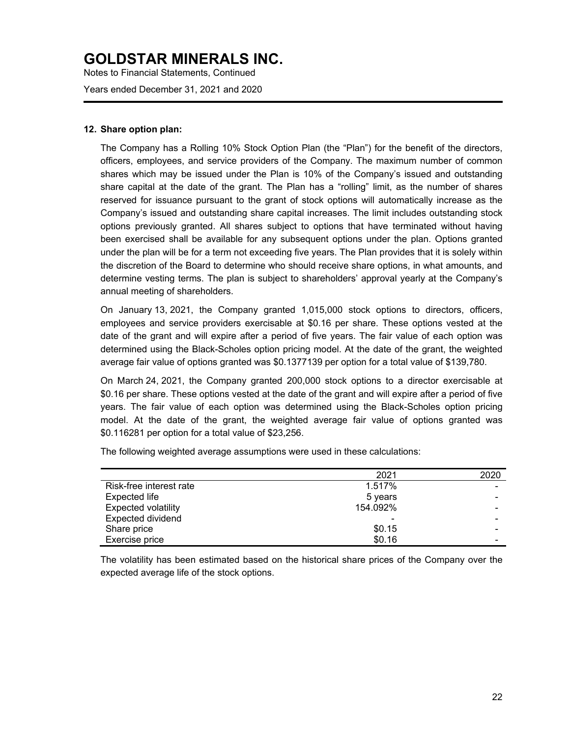## 12. Share option plan:

The Company has a Rolling 10% Stock Option Plan (the "Plan") for the benefit of the directors, officers, employees, and service providers of the Company. The maximum number of common shares which may be issued under the Plan is 10% of the Company's issued and outstanding share capital at the date of the grant. The Plan has a "rolling" limit, as the number of shares reserved for issuance pursuant to the grant of stock options will automatically increase as the Company's issued and outstanding share capital increases. The limit includes outstanding stock options previously granted. All shares subject to options that have terminated without having been exercised shall be available for any subsequent options under the plan. Options granted under the plan will be for a term not exceeding five years. The Plan provides that it is solely within the discretion of the Board to determine who should receive share options, in what amounts, and determine vesting terms. The plan is subject to shareholders' approval yearly at the Company's annual meeting of shareholders.

On January 13, 2021, the Company granted 1,015,000 stock options to directors, officers, employees and service providers exercisable at $0.16 per share. These options vested at the date of the grant and will expire after a period of five years. The fair value of each option was determined using the Black-Scholes option pricing model. At the date of the grant, the weighted average fair value of options granted was $0.1377139 per option for a total value of $139,780.

On March 24, 2021, the Company granted 200,000 stock options to a director exercisable at $0.16 per share. These options vested at the date of the grant and will expire after a period of five years. The fair value of each option was determined using the Black-Scholes option pricing model. At the date of the grant, the weighted average fair value of options granted was $0.116281 per option for a total value of $23,256.

The following weighted average assumptions were used in these calculations:

| | 2021 | 2020 |
|---|---|---|
| Risk-free interest rate | 1.517% | - |
| Expected life | 5 years | - |
| Expected volatility | 154.092% | - |
| Expected dividend | - | - |
| Share price | $0.15 | - |
| Exercise price | $0.16 | - |

The volatility has been estimated based on the historical share prices of the Company over the expected average life of the stock options.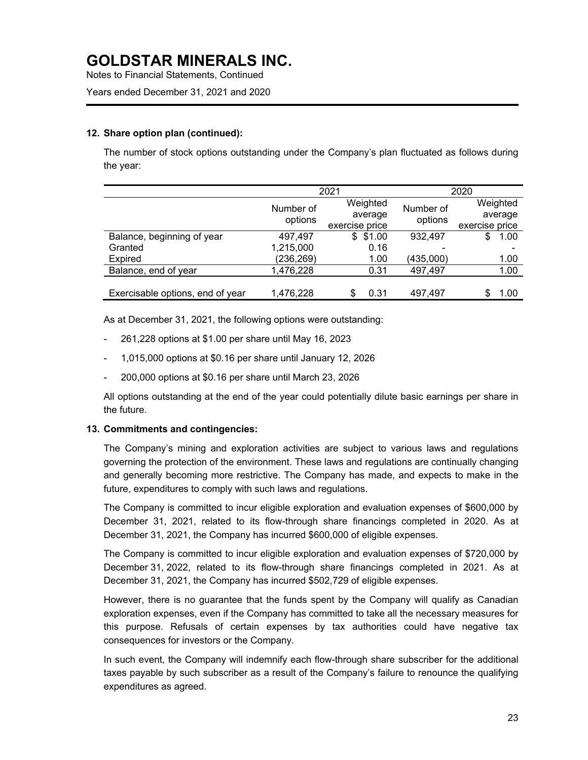# GOLDSTAR MINERALS INC.

Notes to Financial Statements, Continued

Years ended December 31, 2021 and 2020

**12. Share option plan (continued):**

The number of stock options outstanding under the Company's plan fluctuated as follows during the year:

| | 2021 | | 2020 | |
|---|---|---|---|---|
| | Number of options | Weighted average exercise price | Number of options | Weighted average exercise price |
| Balance, beginning of year | 497,497 | $ $1.00 | 932,497 | $ 1.00 |
| Granted | 1,215,000 | 0.16 | - | - |
| Expired | (236,269) | 1.00 | (435,000) | 1.00 |
| Balance, end of year | 1,476,228 | 0.31 | 497,497 | 1.00 |
| Exercisable options, end of year | 1,476,228 | $ 0.31 | 497,497 | $ 1.00 |

As at December 31, 2021, the following options were outstanding:

- 261,228 options at $1.00 per share until May 16, 2023
- 1,015,000 options at $0.16 per share until January 12, 2026
- 200,000 options at $0.16 per share until March 23, 2026

All options outstanding at the end of the year could potentially dilute basic earnings per share in the future.

**13. Commitments and contingencies:**

The Company's mining and exploration activities are subject to various laws and regulations governing the protection of the environment. These laws and regulations are continually changing and generally becoming more restrictive. The Company has made, and expects to make in the future, expenditures to comply with such laws and regulations.

The Company is committed to incur eligible exploration and evaluation expenses of $600,000 by December 31, 2021, related to its flow-through share financings completed in 2020. As at December 31, 2021, the Company has incurred $600,000 of eligible expenses.

The Company is committed to incur eligible exploration and evaluation expenses of $720,000 by December 31, 2022, related to its flow-through share financings completed in 2021. As at December 31, 2021, the Company has incurred $502,729 of eligible expenses.

However, there is no guarantee that the funds spent by the Company will qualify as Canadian exploration expenses, even if the Company has committed to take all the necessary measures for this purpose. Refusals of certain expenses by tax authorities could have negative tax consequences for investors or the Company.

In such event, the Company will indemnify each flow-through share subscriber for the additional taxes payable by such subscriber as a result of the Company's failure to renounce the qualifying expenditures as agreed.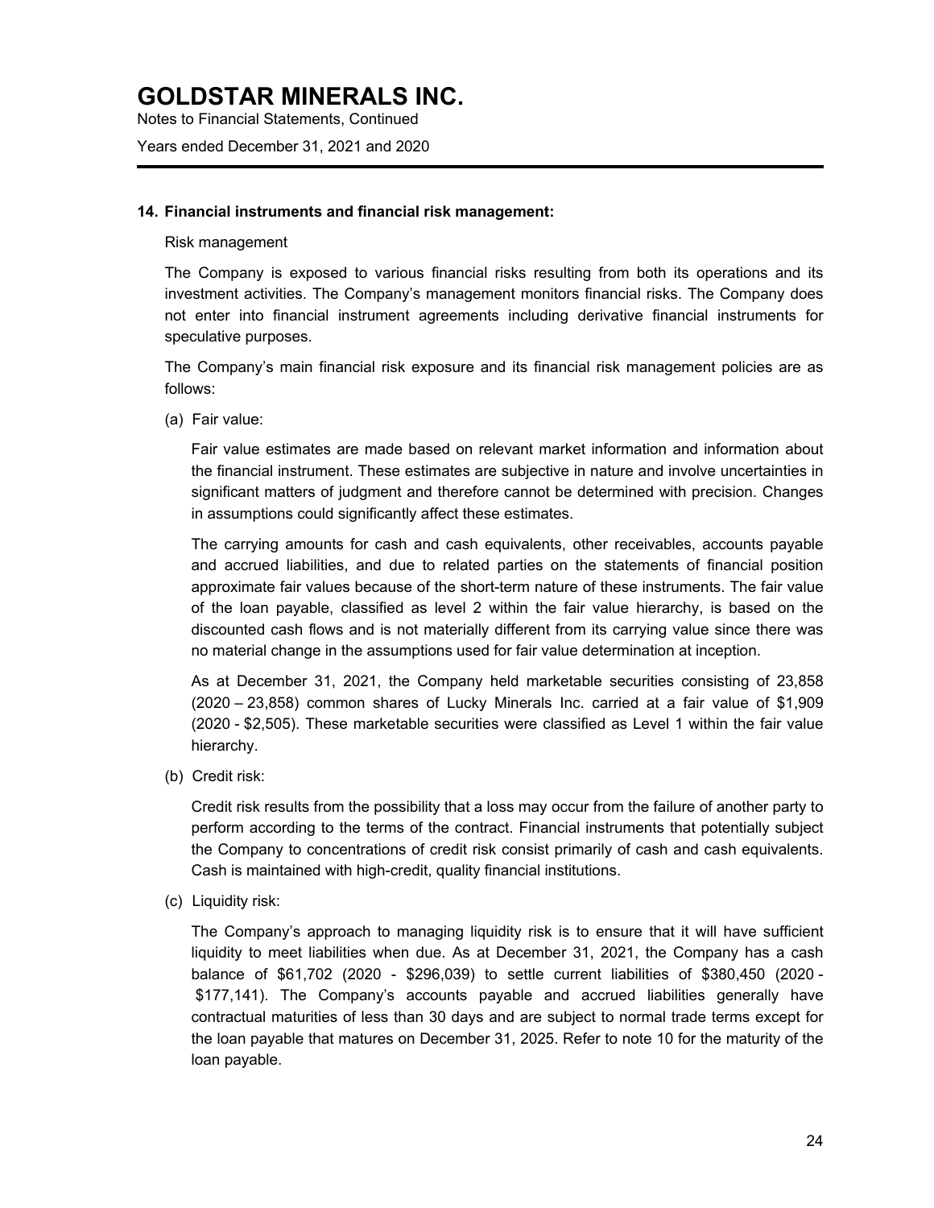## 14. Financial instruments and financial risk management:

Risk management

The Company is exposed to various financial risks resulting from both its operations and its investment activities. The Company's management monitors financial risks. The Company does not enter into financial instrument agreements including derivative financial instruments for speculative purposes.

The Company's main financial risk exposure and its financial risk management policies are as follows:

(a) Fair value:

Fair value estimates are made based on relevant market information and information about the financial instrument. These estimates are subjective in nature and involve uncertainties in significant matters of judgment and therefore cannot be determined with precision. Changes in assumptions could significantly affect these estimates.

The carrying amounts for cash and cash equivalents, other receivables, accounts payable and accrued liabilities, and due to related parties on the statements of financial position approximate fair values because of the short-term nature of these instruments. The fair value of the loan payable, classified as level 2 within the fair value hierarchy, is based on the discounted cash flows and is not materially different from its carrying value since there was no material change in the assumptions used for fair value determination at inception.

As at December 31, 2021, the Company held marketable securities consisting of 23,858 (2020 – 23,858) common shares of Lucky Minerals Inc. carried at a fair value of $1,909 (2020 - $2,505). These marketable securities were classified as Level 1 within the fair value hierarchy.

(b) Credit risk:

Credit risk results from the possibility that a loss may occur from the failure of another party to perform according to the terms of the contract. Financial instruments that potentially subject the Company to concentrations of credit risk consist primarily of cash and cash equivalents. Cash is maintained with high-credit, quality financial institutions.

(c) Liquidity risk:

The Company's approach to managing liquidity risk is to ensure that it will have sufficient liquidity to meet liabilities when due. As at December 31, 2021, the Company has a cash balance of $61,702 (2020 - $296,039) to settle current liabilities of $380,450 (2020 - $177,141). The Company's accounts payable and accrued liabilities generally have contractual maturities of less than 30 days and are subject to normal trade terms except for the loan payable that matures on December 31, 2025. Refer to note 10 for the maturity of the loan payable.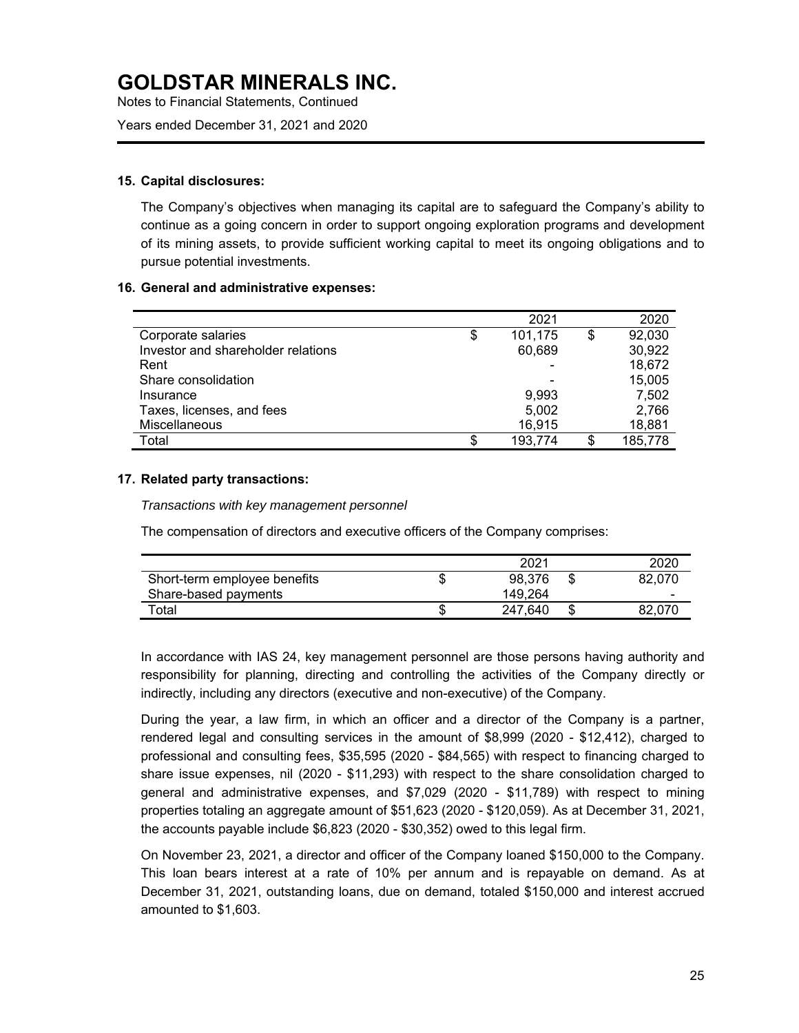## 15. Capital disclosures:

The Company's objectives when managing its capital are to safeguard the Company's ability to continue as a going concern in order to support ongoing exploration programs and development of its mining assets, to provide sufficient working capital to meet its ongoing obligations and to pursue potential investments.

## 16. General and administrative expenses:

| | 2021 | 2020 |
|---|---|---|
| Corporate salaries | $ 101,175 | $ 92,030 |
| Investor and shareholder relations | 60,689 | 30,922 |
| Rent | - | 18,672 |
| Share consolidation | - | 15,005 |
| Insurance | 9,993 | 7,502 |
| Taxes, licenses, and fees | 5,002 | 2,766 |
| Miscellaneous | 16,915 | 18,881 |
| Total | $ 193,774 | $ 185,778 |

## 17. Related party transactions:

*Transactions with key management personnel*

The compensation of directors and executive officers of the Company comprises:

| | 2021 | 2020 |
|---|---|---|
| Short-term employee benefits | $ 98,376 | $ 82,070 |
| Share-based payments | 149,264 | - |
| Total | $ 247,640 | $ 82,070 |

In accordance with IAS 24, key management personnel are those persons having authority and responsibility for planning, directing and controlling the activities of the Company directly or indirectly, including any directors (executive and non-executive) of the Company.

During the year, a law firm, in which an officer and a director of the Company is a partner, rendered legal and consulting services in the amount of $8,999 (2020 - $12,412), charged to professional and consulting fees, $35,595 (2020 - $84,565) with respect to financing charged to share issue expenses, nil (2020 - $11,293) with respect to the share consolidation charged to general and administrative expenses, and $7,029 (2020 - $11,789) with respect to mining properties totaling an aggregate amount of $51,623 (2020 - $120,059). As at December 31, 2021, the accounts payable include $6,823 (2020 - $30,352) owed to this legal firm.

On November 23, 2021, a director and officer of the Company loaned $150,000 to the Company. This loan bears interest at a rate of 10% per annum and is repayable on demand. As at December 31, 2021, outstanding loans, due on demand, totaled $150,000 and interest accrued amounted to $1,603.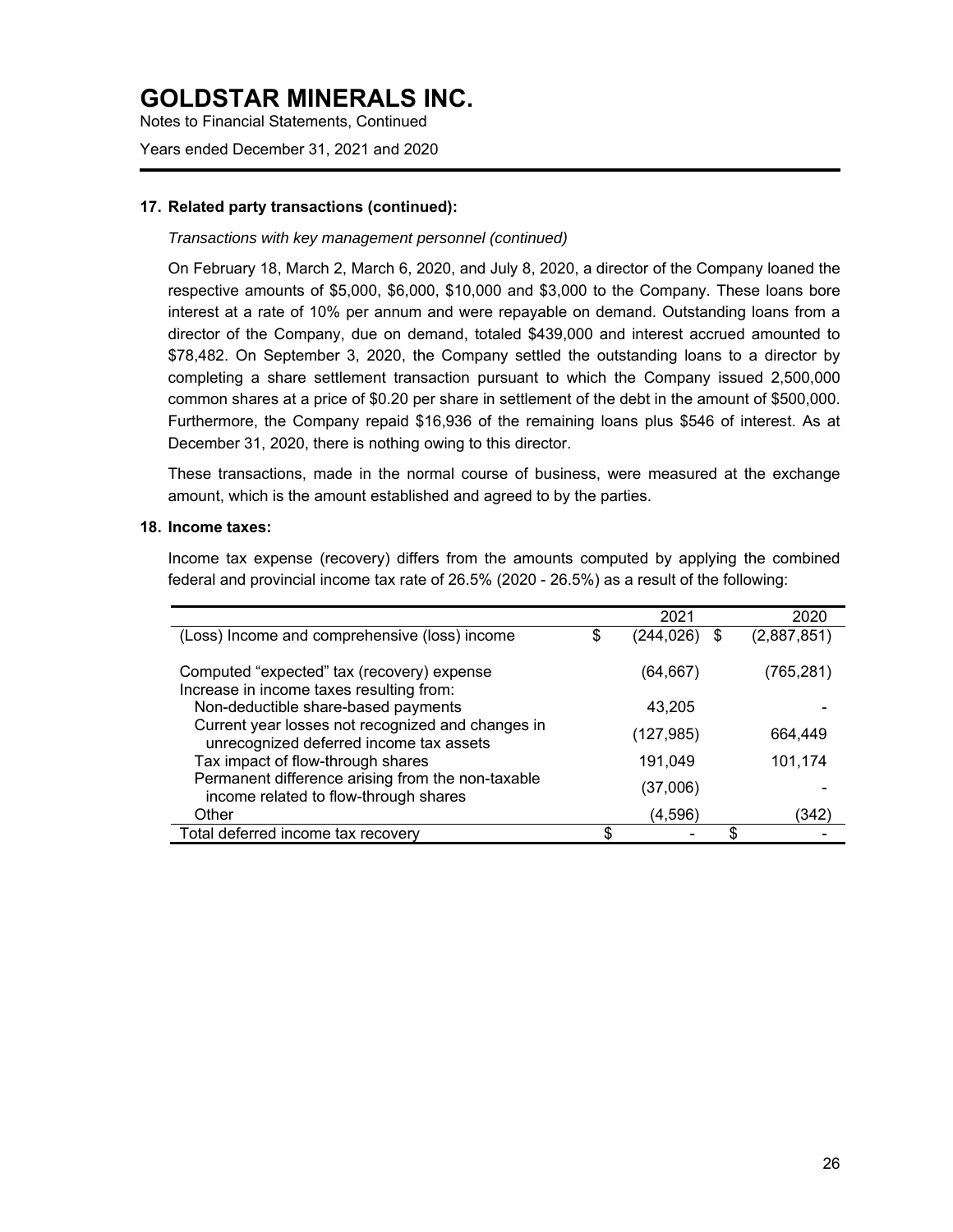# GOLDSTAR MINERALS INC.

Notes to Financial Statements, Continued

Years ended December 31, 2021 and 2020

### 17. Related party transactions (continued):

*Transactions with key management personnel (continued)*

On February 18, March 2, March 6, 2020, and July 8, 2020, a director of the Company loaned the respective amounts of $5,000, $6,000, $10,000 and $3,000 to the Company. These loans bore interest at a rate of 10% per annum and were repayable on demand. Outstanding loans from a director of the Company, due on demand, totaled $439,000 and interest accrued amounted to $78,482. On September 3, 2020, the Company settled the outstanding loans to a director by completing a share settlement transaction pursuant to which the Company issued 2,500,000 common shares at a price of $0.20 per share in settlement of the debt in the amount of $500,000. Furthermore, the Company repaid $16,936 of the remaining loans plus $546 of interest. As at December 31, 2020, there is nothing owing to this director.

These transactions, made in the normal course of business, were measured at the exchange amount, which is the amount established and agreed to by the parties.

### 18. Income taxes:

Income tax expense (recovery) differs from the amounts computed by applying the combined federal and provincial income tax rate of 26.5% (2020 - 26.5%) as a result of the following:

| | 2021 | 2020 |
|---|---|---|
| (Loss) Income and comprehensive (loss) income | $ (244,026) | $ (2,887,851) |
| Computed "expected" tax (recovery) expense | (64,667) | (765,281) |
| Increase in income taxes resulting from: | | |
| Non-deductible share-based payments | 43,205 | - |
| Current year losses not recognized and changes in unrecognized deferred income tax assets | (127,985) | 664,449 |
| Tax impact of flow-through shares | 191,049 | 101,174 |
| Permanent difference arising from the non-taxable income related to flow-through shares | (37,006) | - |
| Other | (4,596) | (342) |
| Total deferred income tax recovery | $ - | $ - |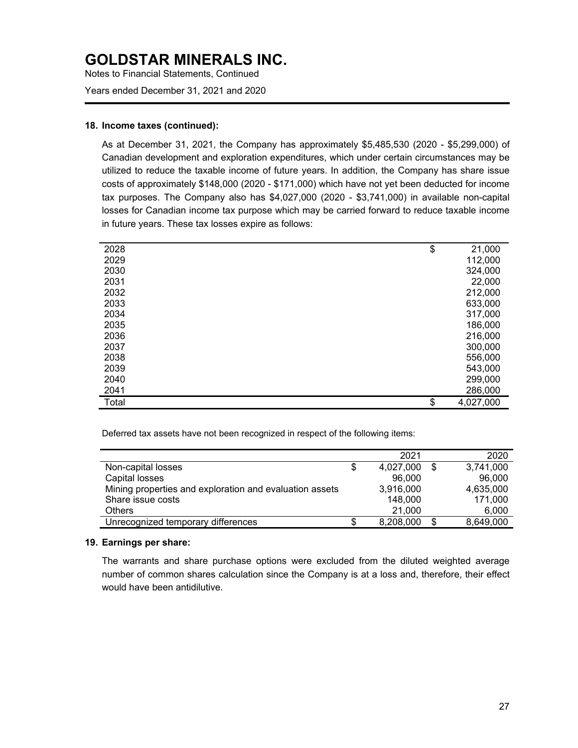# GOLDSTAR MINERALS INC.

Notes to Financial Statements, Continued

Years ended December 31, 2021 and 2020

### 18. Income taxes (continued):

As at December 31, 2021, the Company has approximately $5,485,530 (2020 - $5,299,000) of Canadian development and exploration expenditures, which under certain circumstances may be utilized to reduce the taxable income of future years. In addition, the Company has share issue costs of approximately $148,000 (2020 - $171,000) which have not yet been deducted for income tax purposes. The Company also has $4,027,000 (2020 - $3,741,000) in available non-capital losses for Canadian income tax purpose which may be carried forward to reduce taxable income in future years. These tax losses expire as follows:

| | |
|---|---|
| 2028 | $ 21,000 |
| 2029 | 112,000 |
| 2030 | 324,000 |
| 2031 | 22,000 |
| 2032 | 212,000 |
| 2033 | 633,000 |
| 2034 | 317,000 |
| 2035 | 186,000 |
| 2036 | 216,000 |
| 2037 | 300,000 |
| 2038 | 556,000 |
| 2039 | 543,000 |
| 2040 | 299,000 |
| 2041 | 286,000 |
| Total | $ 4,027,000 |

Deferred tax assets have not been recognized in respect of the following items:

| | 2021 | 2020 |
|---|---|---|
| Non-capital losses | $ 4,027,000 | $ 3,741,000 |
| Capital losses | 96,000 | 96,000 |
| Mining properties and exploration and evaluation assets | 3,916,000 | 4,635,000 |
| Share issue costs | 148,000 | 171,000 |
| Others | 21,000 | 6,000 |
| Unrecognized temporary differences | $ 8,208,000 | $ 8,649,000 |

### 19. Earnings per share:

The warrants and share purchase options were excluded from the diluted weighted average number of common shares calculation since the Company is at a loss and, therefore, their effect would have been antidilutive.